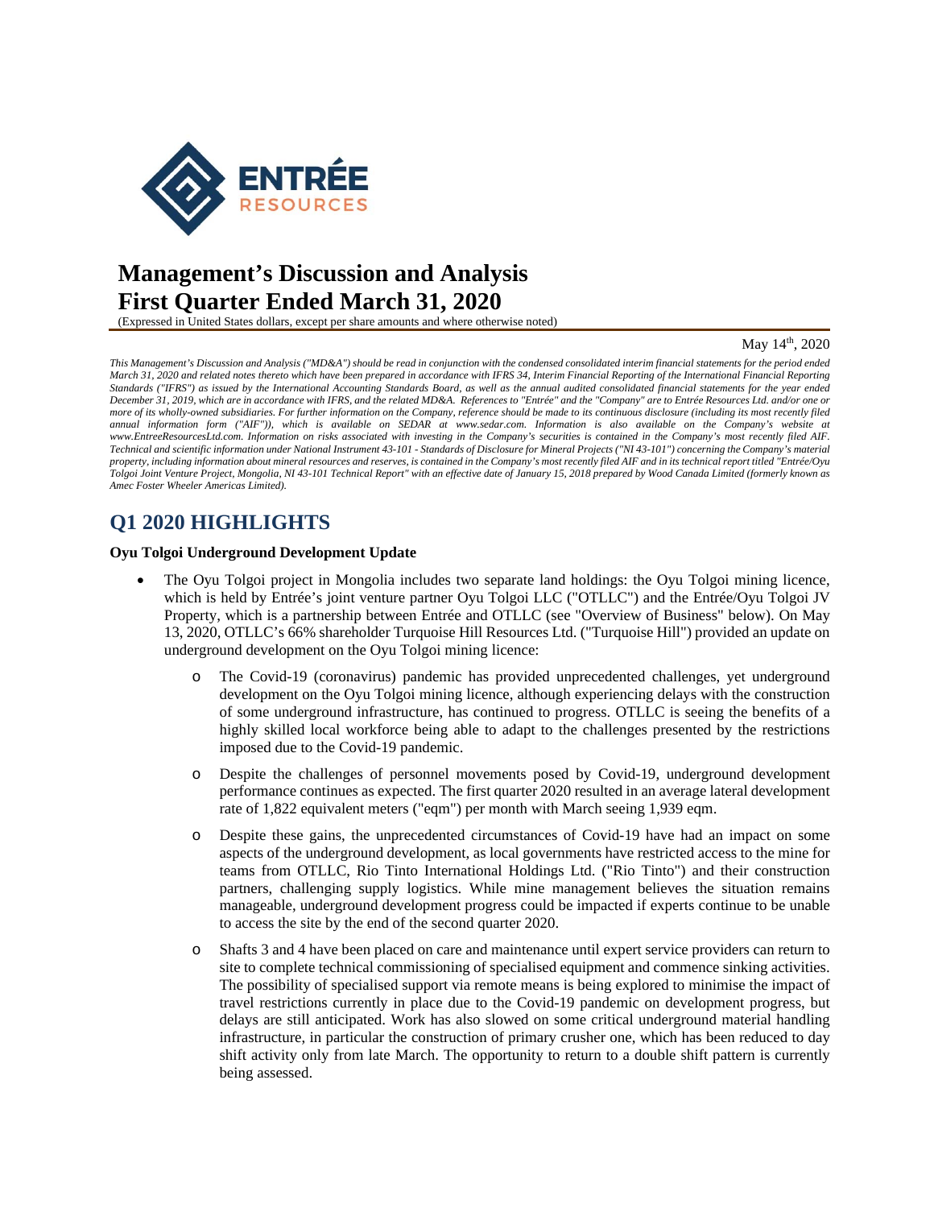# Management's Discussion and Analysis
# First Quarter Ended March 31, 2020

(Expressed in United States dollars, except per share amounts and where otherwise noted)

May 14th, 2020

*This Management's Discussion and Analysis ("MD&A") should be read in conjunction with the condensed consolidated interim financial statements for the period ended March 31, 2020 and related notes thereto which have been prepared in accordance with IFRS 34, Interim Financial Reporting of the International Financial Reporting Standards ("IFRS") as issued by the International Accounting Standards Board, as well as the annual audited consolidated financial statements for the year ended December 31, 2019, which are in accordance with IFRS, and the related MD&A. References to "Entrée" and the "Company" are to Entrée Resources Ltd. and/or one or more of its wholly-owned subsidiaries. For further information on the Company, reference should be made to its continuous disclosure (including its most recently filed annual information form ("AIF")), which is available on SEDAR at www.sedar.com. Information is also available on the Company's website at www.EntreeResourcesLtd.com. Information on risks associated with investing in the Company's securities is contained in the Company's most recently filed AIF. Technical and scientific information under National Instrument 43-101 - Standards of Disclosure for Mineral Projects ("NI 43-101") concerning the Company's material property, including information about mineral resources and reserves, is contained in the Company's most recently filed AIF and in its technical report titled "Entrée/Oyu Tolgoi Joint Venture Project, Mongolia, NI 43-101 Technical Report" with an effective date of January 15, 2018 prepared by Wood Canada Limited (formerly known as Amec Foster Wheeler Americas Limited).*

## Q1 2020 HIGHLIGHTS

**Oyu Tolgoi Underground Development Update**

- The Oyu Tolgoi project in Mongolia includes two separate land holdings: the Oyu Tolgoi mining licence, which is held by Entrée's joint venture partner Oyu Tolgoi LLC ("OTLLC") and the Entrée/Oyu Tolgoi JV Property, which is a partnership between Entrée and OTLLC (see "Overview of Business" below). On May 13, 2020, OTLLC's 66% shareholder Turquoise Hill Resources Ltd. ("Turquoise Hill") provided an update on underground development on the Oyu Tolgoi mining licence:
  - The Covid-19 (coronavirus) pandemic has provided unprecedented challenges, yet underground development on the Oyu Tolgoi mining licence, although experiencing delays with the construction of some underground infrastructure, has continued to progress. OTLLC is seeing the benefits of a highly skilled local workforce being able to adapt to the challenges presented by the restrictions imposed due to the Covid-19 pandemic.
  - Despite the challenges of personnel movements posed by Covid-19, underground development performance continues as expected. The first quarter 2020 resulted in an average lateral development rate of 1,822 equivalent meters ("eqm") per month with March seeing 1,939 eqm.
  - Despite these gains, the unprecedented circumstances of Covid-19 have had an impact on some aspects of the underground development, as local governments have restricted access to the mine for teams from OTLLC, Rio Tinto International Holdings Ltd. ("Rio Tinto") and their construction partners, challenging supply logistics. While mine management believes the situation remains manageable, underground development progress could be impacted if experts continue to be unable to access the site by the end of the second quarter 2020.
  - Shafts 3 and 4 have been placed on care and maintenance until expert service providers can return to site to complete technical commissioning of specialised equipment and commence sinking activities. The possibility of specialised support via remote means is being explored to minimise the impact of travel restrictions currently in place due to the Covid-19 pandemic on development progress, but delays are still anticipated. Work has also slowed on some critical underground material handling infrastructure, in particular the construction of primary crusher one, which has been reduced to day shift activity only from late March. The opportunity to return to a double shift pattern is currently being assessed.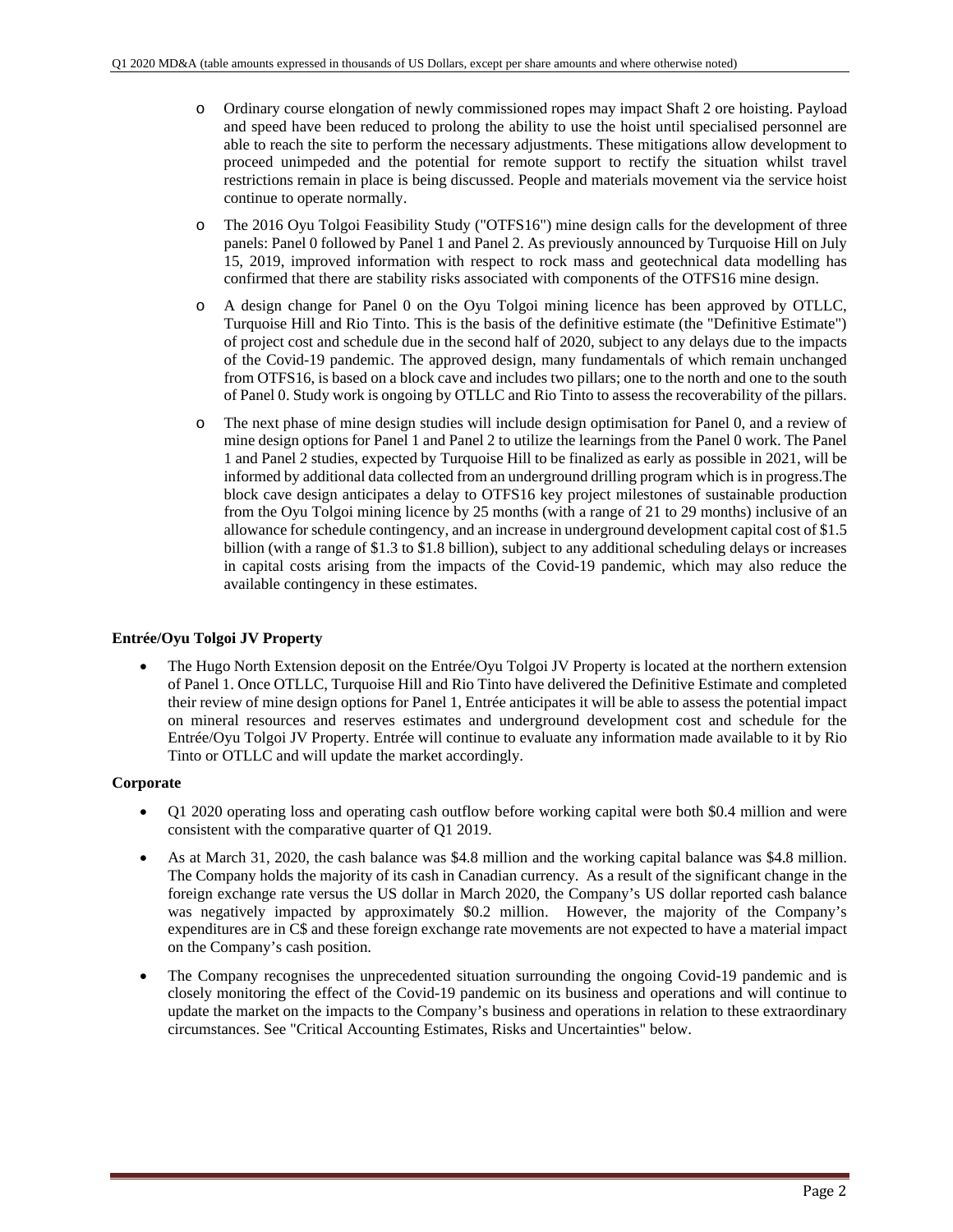- Ordinary course elongation of newly commissioned ropes may impact Shaft 2 ore hoisting. Payload and speed have been reduced to prolong the ability to use the hoist until specialised personnel are able to reach the site to perform the necessary adjustments. These mitigations allow development to proceed unimpeded and the potential for remote support to rectify the situation whilst travel restrictions remain in place is being discussed. People and materials movement via the service hoist continue to operate normally.

- The 2016 Oyu Tolgoi Feasibility Study ("OTFS16") mine design calls for the development of three panels: Panel 0 followed by Panel 1 and Panel 2. As previously announced by Turquoise Hill on July 15, 2019, improved information with respect to rock mass and geotechnical data modelling has confirmed that there are stability risks associated with components of the OTFS16 mine design.

- A design change for Panel 0 on the Oyu Tolgoi mining licence has been approved by OTLLC, Turquoise Hill and Rio Tinto. This is the basis of the definitive estimate (the "Definitive Estimate") of project cost and schedule due in the second half of 2020, subject to any delays due to the impacts of the Covid-19 pandemic. The approved design, many fundamentals of which remain unchanged from OTFS16, is based on a block cave and includes two pillars; one to the north and one to the south of Panel 0. Study work is ongoing by OTLLC and Rio Tinto to assess the recoverability of the pillars.

- The next phase of mine design studies will include design optimisation for Panel 0, and a review of mine design options for Panel 1 and Panel 2 to utilize the learnings from the Panel 0 work. The Panel 1 and Panel 2 studies, expected by Turquoise Hill to be finalized as early as possible in 2021, will be informed by additional data collected from an underground drilling program which is in progress.The block cave design anticipates a delay to OTFS16 key project milestones of sustainable production from the Oyu Tolgoi mining licence by 25 months (with a range of 21 to 29 months) inclusive of an allowance for schedule contingency, and an increase in underground development capital cost of $1.5 billion (with a range of $1.3 to $1.8 billion), subject to any additional scheduling delays or increases in capital costs arising from the impacts of the Covid-19 pandemic, which may also reduce the available contingency in these estimates.

**Entrée/Oyu Tolgoi JV Property**

- The Hugo North Extension deposit on the Entrée/Oyu Tolgoi JV Property is located at the northern extension of Panel 1. Once OTLLC, Turquoise Hill and Rio Tinto have delivered the Definitive Estimate and completed their review of mine design options for Panel 1, Entrée anticipates it will be able to assess the potential impact on mineral resources and reserves estimates and underground development cost and schedule for the Entrée/Oyu Tolgoi JV Property. Entrée will continue to evaluate any information made available to it by Rio Tinto or OTLLC and will update the market accordingly.

**Corporate**

- Q1 2020 operating loss and operating cash outflow before working capital were both $0.4 million and were consistent with the comparative quarter of Q1 2019.

- As at March 31, 2020, the cash balance was $4.8 million and the working capital balance was $4.8 million. The Company holds the majority of its cash in Canadian currency. As a result of the significant change in the foreign exchange rate versus the US dollar in March 2020, the Company's US dollar reported cash balance was negatively impacted by approximately $0.2 million. However, the majority of the Company's expenditures are in C$ and these foreign exchange rate movements are not expected to have a material impact on the Company's cash position.

- The Company recognises the unprecedented situation surrounding the ongoing Covid-19 pandemic and is closely monitoring the effect of the Covid-19 pandemic on its business and operations and will continue to update the market on the impacts to the Company's business and operations in relation to these extraordinary circumstances. See "Critical Accounting Estimates, Risks and Uncertainties" below.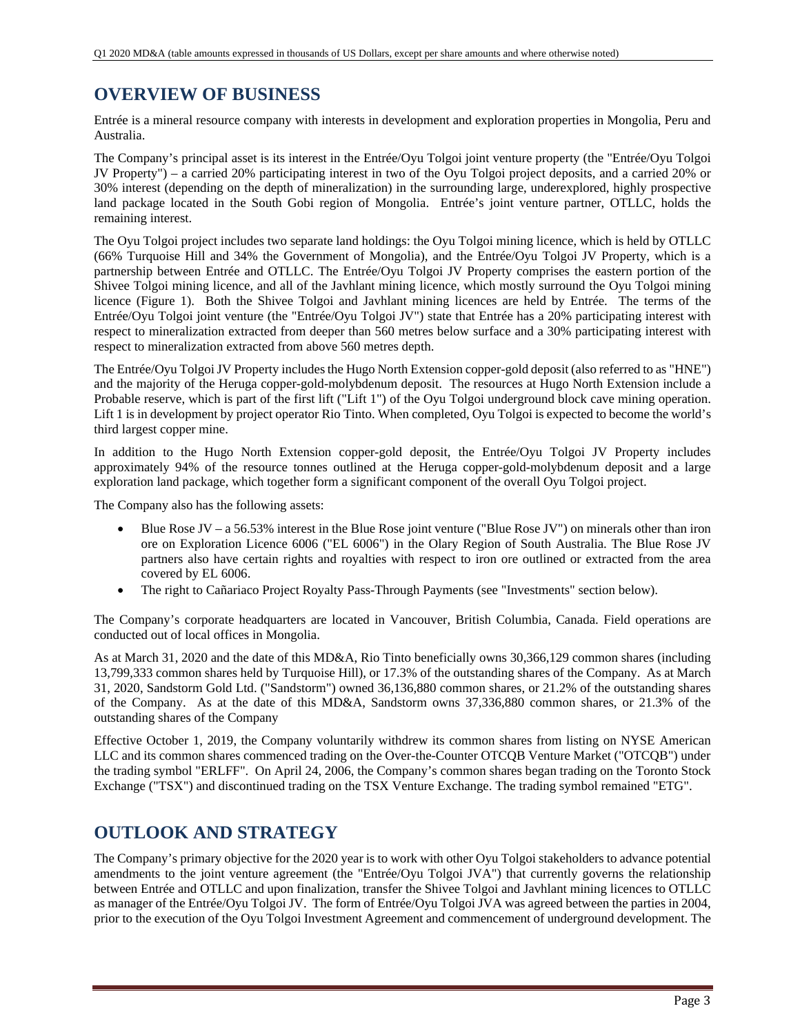# OVERVIEW OF BUSINESS

Entrée is a mineral resource company with interests in development and exploration properties in Mongolia, Peru and Australia.

The Company's principal asset is its interest in the Entrée/Oyu Tolgoi joint venture property (the "Entrée/Oyu Tolgoi JV Property") – a carried 20% participating interest in two of the Oyu Tolgoi project deposits, and a carried 20% or 30% interest (depending on the depth of mineralization) in the surrounding large, underexplored, highly prospective land package located in the South Gobi region of Mongolia. Entrée's joint venture partner, OTLLC, holds the remaining interest.

The Oyu Tolgoi project includes two separate land holdings: the Oyu Tolgoi mining licence, which is held by OTLLC (66% Turquoise Hill and 34% the Government of Mongolia), and the Entrée/Oyu Tolgoi JV Property, which is a partnership between Entrée and OTLLC. The Entrée/Oyu Tolgoi JV Property comprises the eastern portion of the Shivee Tolgoi mining licence, and all of the Javhlant mining licence, which mostly surround the Oyu Tolgoi mining licence (Figure 1). Both the Shivee Tolgoi and Javhlant mining licences are held by Entrée. The terms of the Entrée/Oyu Tolgoi joint venture (the "Entrée/Oyu Tolgoi JV") state that Entrée has a 20% participating interest with respect to mineralization extracted from deeper than 560 metres below surface and a 30% participating interest with respect to mineralization extracted from above 560 metres depth.

The Entrée/Oyu Tolgoi JV Property includes the Hugo North Extension copper-gold deposit (also referred to as "HNE") and the majority of the Heruga copper-gold-molybdenum deposit. The resources at Hugo North Extension include a Probable reserve, which is part of the first lift ("Lift 1") of the Oyu Tolgoi underground block cave mining operation. Lift 1 is in development by project operator Rio Tinto. When completed, Oyu Tolgoi is expected to become the world's third largest copper mine.

In addition to the Hugo North Extension copper-gold deposit, the Entrée/Oyu Tolgoi JV Property includes approximately 94% of the resource tonnes outlined at the Heruga copper-gold-molybdenum deposit and a large exploration land package, which together form a significant component of the overall Oyu Tolgoi project.

The Company also has the following assets:

- Blue Rose JV – a 56.53% interest in the Blue Rose joint venture ("Blue Rose JV") on minerals other than iron ore on Exploration Licence 6006 ("EL 6006") in the Olary Region of South Australia. The Blue Rose JV partners also have certain rights and royalties with respect to iron ore outlined or extracted from the area covered by EL 6006.
- The right to Cañariaco Project Royalty Pass-Through Payments (see "Investments" section below).

The Company's corporate headquarters are located in Vancouver, British Columbia, Canada. Field operations are conducted out of local offices in Mongolia.

As at March 31, 2020 and the date of this MD&A, Rio Tinto beneficially owns 30,366,129 common shares (including 13,799,333 common shares held by Turquoise Hill), or 17.3% of the outstanding shares of the Company. As at March 31, 2020, Sandstorm Gold Ltd. ("Sandstorm") owned 36,136,880 common shares, or 21.2% of the outstanding shares of the Company. As at the date of this MD&A, Sandstorm owns 37,336,880 common shares, or 21.3% of the outstanding shares of the Company

Effective October 1, 2019, the Company voluntarily withdrew its common shares from listing on NYSE American LLC and its common shares commenced trading on the Over-the-Counter OTCQB Venture Market ("OTCQB") under the trading symbol "ERLFF". On April 24, 2006, the Company's common shares began trading on the Toronto Stock Exchange ("TSX") and discontinued trading on the TSX Venture Exchange. The trading symbol remained "ETG".

# OUTLOOK AND STRATEGY

The Company's primary objective for the 2020 year is to work with other Oyu Tolgoi stakeholders to advance potential amendments to the joint venture agreement (the "Entrée/Oyu Tolgoi JVA") that currently governs the relationship between Entrée and OTLLC and upon finalization, transfer the Shivee Tolgoi and Javhlant mining licences to OTLLC as manager of the Entrée/Oyu Tolgoi JV. The form of Entrée/Oyu Tolgoi JVA was agreed between the parties in 2004, prior to the execution of the Oyu Tolgoi Investment Agreement and commencement of underground development. The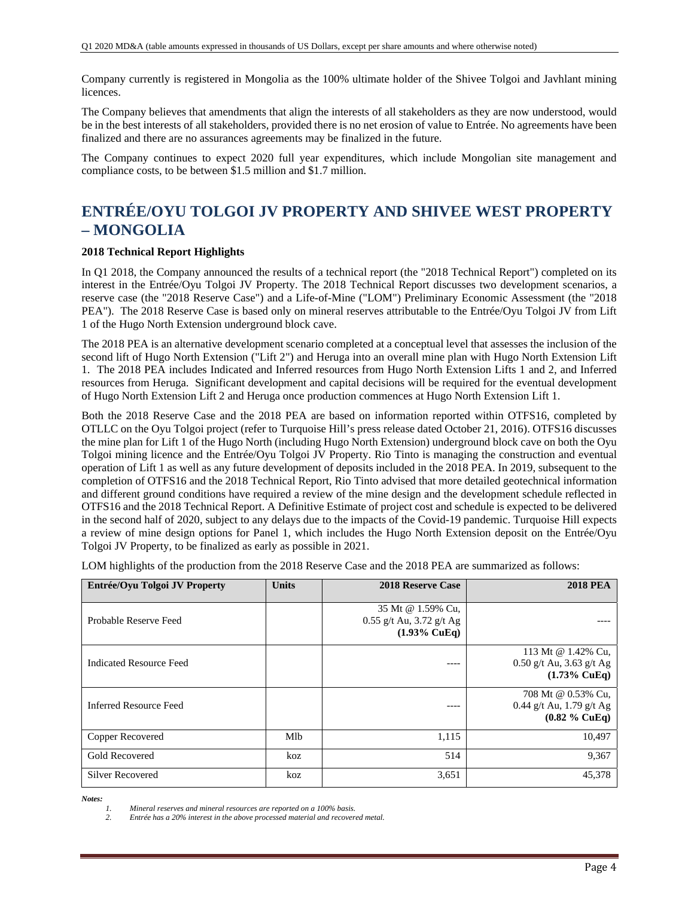Company currently is registered in Mongolia as the 100% ultimate holder of the Shivee Tolgoi and Javhlant mining licences.

The Company believes that amendments that align the interests of all stakeholders as they are now understood, would be in the best interests of all stakeholders, provided there is no net erosion of value to Entrée. No agreements have been finalized and there are no assurances agreements may be finalized in the future.

The Company continues to expect 2020 full year expenditures, which include Mongolian site management and compliance costs, to be between $1.5 million and $1.7 million.

## ENTRÉE/OYU TOLGOI JV PROPERTY AND SHIVEE WEST PROPERTY – MONGOLIA

**2018 Technical Report Highlights**

In Q1 2018, the Company announced the results of a technical report (the "2018 Technical Report") completed on its interest in the Entrée/Oyu Tolgoi JV Property. The 2018 Technical Report discusses two development scenarios, a reserve case (the "2018 Reserve Case") and a Life-of-Mine ("LOM") Preliminary Economic Assessment (the "2018 PEA"). The 2018 Reserve Case is based only on mineral reserves attributable to the Entrée/Oyu Tolgoi JV from Lift 1 of the Hugo North Extension underground block cave.

The 2018 PEA is an alternative development scenario completed at a conceptual level that assesses the inclusion of the second lift of Hugo North Extension ("Lift 2") and Heruga into an overall mine plan with Hugo North Extension Lift 1. The 2018 PEA includes Indicated and Inferred resources from Hugo North Extension Lifts 1 and 2, and Inferred resources from Heruga. Significant development and capital decisions will be required for the eventual development of Hugo North Extension Lift 2 and Heruga once production commences at Hugo North Extension Lift 1.

Both the 2018 Reserve Case and the 2018 PEA are based on information reported within OTFS16, completed by OTLLC on the Oyu Tolgoi project (refer to Turquoise Hill's press release dated October 21, 2016). OTFS16 discusses the mine plan for Lift 1 of the Hugo North (including Hugo North Extension) underground block cave on both the Oyu Tolgoi mining licence and the Entrée/Oyu Tolgoi JV Property. Rio Tinto is managing the construction and eventual operation of Lift 1 as well as any future development of deposits included in the 2018 PEA. In 2019, subsequent to the completion of OTFS16 and the 2018 Technical Report, Rio Tinto advised that more detailed geotechnical information and different ground conditions have required a review of the mine design and the development schedule reflected in OTFS16 and the 2018 Technical Report. A Definitive Estimate of project cost and schedule is expected to be delivered in the second half of 2020, subject to any delays due to the impacts of the Covid-19 pandemic. Turquoise Hill expects a review of mine design options for Panel 1, which includes the Hugo North Extension deposit on the Entrée/Oyu Tolgoi JV Property, to be finalized as early as possible in 2021.

LOM highlights of the production from the 2018 Reserve Case and the 2018 PEA are summarized as follows:

| Entrée/Oyu Tolgoi JV Property | Units | 2018 Reserve Case | 2018 PEA |
|---|---|---|---|
| Probable Reserve Feed | | 35 Mt @ 1.59% Cu, 0.55 g/t Au, 3.72 g/t Ag **(1.93% CuEq)** | ---- |
| Indicated Resource Feed | | ---- | 113 Mt @ 1.42% Cu, 0.50 g/t Au, 3.63 g/t Ag **(1.73% CuEq)** |
| Inferred Resource Feed | | ---- | 708 Mt @ 0.53% Cu, 0.44 g/t Au, 1.79 g/t Ag **(0.82 % CuEq)** |
| Copper Recovered | Mlb | 1,115 | 10,497 |
| Gold Recovered | koz | 514 | 9,367 |
| Silver Recovered | koz | 3,651 | 45,378 |

***Notes:***

1. *Mineral reserves and mineral resources are reported on a 100% basis.*
2. *Entrée has a 20% interest in the above processed material and recovered metal.*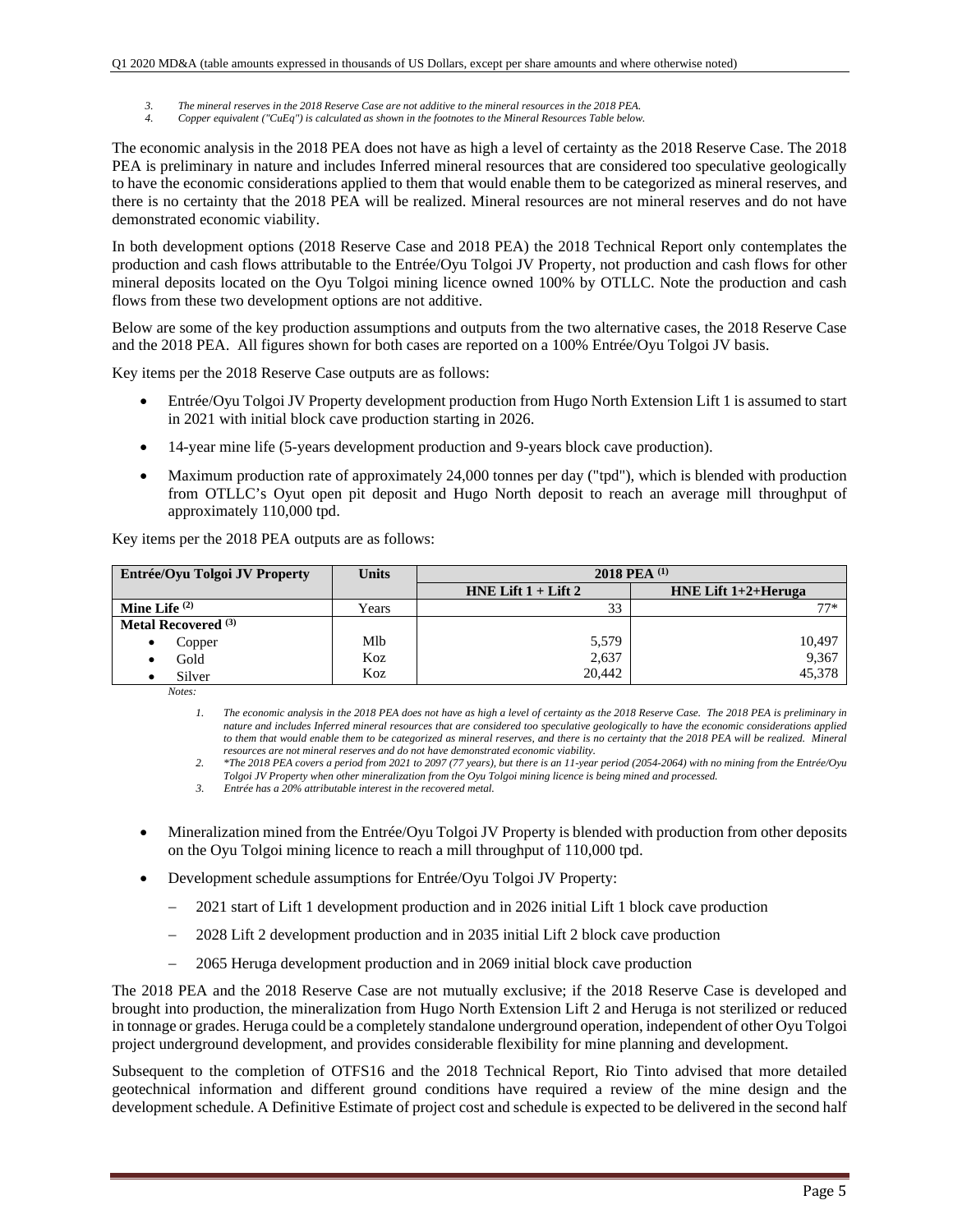3. *The mineral reserves in the 2018 Reserve Case are not additive to the mineral resources in the 2018 PEA.*
4. *Copper equivalent ("CuEq") is calculated as shown in the footnotes to the Mineral Resources Table below.*

The economic analysis in the 2018 PEA does not have as high a level of certainty as the 2018 Reserve Case. The 2018 PEA is preliminary in nature and includes Inferred mineral resources that are considered too speculative geologically to have the economic considerations applied to them that would enable them to be categorized as mineral reserves, and there is no certainty that the 2018 PEA will be realized. Mineral resources are not mineral reserves and do not have demonstrated economic viability.

In both development options (2018 Reserve Case and 2018 PEA) the 2018 Technical Report only contemplates the production and cash flows attributable to the Entrée/Oyu Tolgoi JV Property, not production and cash flows for other mineral deposits located on the Oyu Tolgoi mining licence owned 100% by OTLLC. Note the production and cash flows from these two development options are not additive.

Below are some of the key production assumptions and outputs from the two alternative cases, the 2018 Reserve Case and the 2018 PEA. All figures shown for both cases are reported on a 100% Entrée/Oyu Tolgoi JV basis.

Key items per the 2018 Reserve Case outputs are as follows:

- Entrée/Oyu Tolgoi JV Property development production from Hugo North Extension Lift 1 is assumed to start in 2021 with initial block cave production starting in 2026.
- 14-year mine life (5-years development production and 9-years block cave production).
- Maximum production rate of approximately 24,000 tonnes per day ("tpd"), which is blended with production from OTLLC's Oyut open pit deposit and Hugo North deposit to reach an average mill throughput of approximately 110,000 tpd.

Key items per the 2018 PEA outputs are as follows:

| Entrée/Oyu Tolgoi JV Property | Units | 2018 PEA (1) | |
|---|---|---|---|
| | | HNE Lift 1 + Lift 2 | HNE Lift 1+2+Heruga |
| **Mine Life (2)** | Years | 33 | 77* |
| **Metal Recovered (3)** | | | |
| • Copper | Mlb | 5,579 | 10,497 |
| • Gold | Koz | 2,637 | 9,367 |
| • Silver | Koz | 20,442 | 45,378 |

*Notes:*

1. *The economic analysis in the 2018 PEA does not have as high a level of certainty as the 2018 Reserve Case. The 2018 PEA is preliminary in nature and includes Inferred mineral resources that are considered too speculative geologically to have the economic considerations applied to them that would enable them to be categorized as mineral reserves, and there is no certainty that the 2018 PEA will be realized. Mineral resources are not mineral reserves and do not have demonstrated economic viability.*
2. *\*The 2018 PEA covers a period from 2021 to 2097 (77 years), but there is an 11-year period (2054-2064) with no mining from the Entrée/Oyu Tolgoi JV Property when other mineralization from the Oyu Tolgoi mining licence is being mined and processed.*
3. *Entrée has a 20% attributable interest in the recovered metal.*

- Mineralization mined from the Entrée/Oyu Tolgoi JV Property is blended with production from other deposits on the Oyu Tolgoi mining licence to reach a mill throughput of 110,000 tpd.
- Development schedule assumptions for Entrée/Oyu Tolgoi JV Property:
  - 2021 start of Lift 1 development production and in 2026 initial Lift 1 block cave production
  - 2028 Lift 2 development production and in 2035 initial Lift 2 block cave production
  - 2065 Heruga development production and in 2069 initial block cave production

The 2018 PEA and the 2018 Reserve Case are not mutually exclusive; if the 2018 Reserve Case is developed and brought into production, the mineralization from Hugo North Extension Lift 2 and Heruga is not sterilized or reduced in tonnage or grades. Heruga could be a completely standalone underground operation, independent of other Oyu Tolgoi project underground development, and provides considerable flexibility for mine planning and development.

Subsequent to the completion of OTFS16 and the 2018 Technical Report, Rio Tinto advised that more detailed geotechnical information and different ground conditions have required a review of the mine design and the development schedule. A Definitive Estimate of project cost and schedule is expected to be delivered in the second half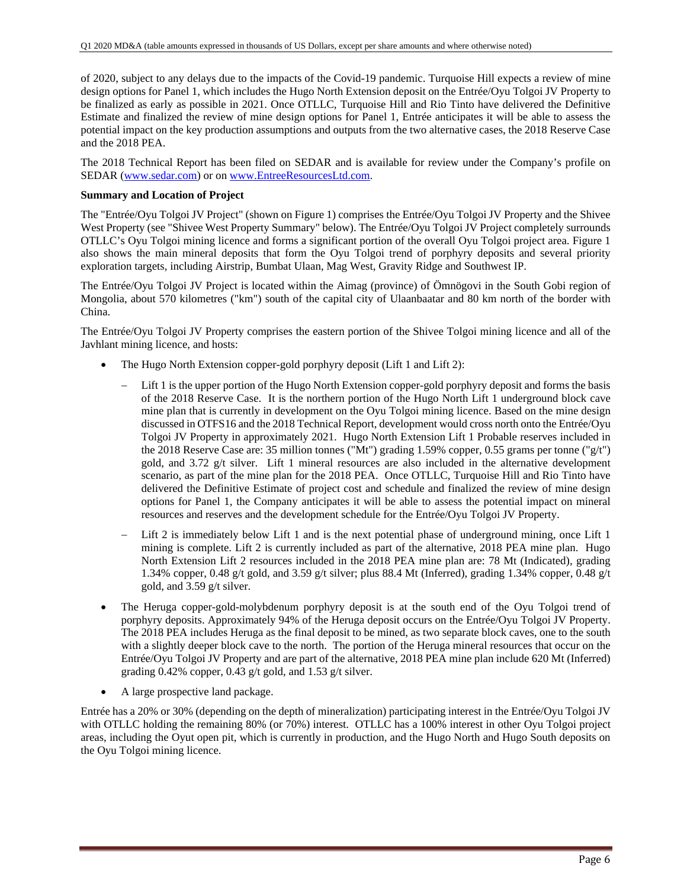of 2020, subject to any delays due to the impacts of the Covid-19 pandemic. Turquoise Hill expects a review of mine design options for Panel 1, which includes the Hugo North Extension deposit on the Entrée/Oyu Tolgoi JV Property to be finalized as early as possible in 2021. Once OTLLC, Turquoise Hill and Rio Tinto have delivered the Definitive Estimate and finalized the review of mine design options for Panel 1, Entrée anticipates it will be able to assess the potential impact on the key production assumptions and outputs from the two alternative cases, the 2018 Reserve Case and the 2018 PEA.

The 2018 Technical Report has been filed on SEDAR and is available for review under the Company's profile on SEDAR (www.sedar.com) or on www.EntreeResourcesLtd.com.

**Summary and Location of Project**

The "Entrée/Oyu Tolgoi JV Project" (shown on Figure 1) comprises the Entrée/Oyu Tolgoi JV Property and the Shivee West Property (see "Shivee West Property Summary" below). The Entrée/Oyu Tolgoi JV Project completely surrounds OTLLC's Oyu Tolgoi mining licence and forms a significant portion of the overall Oyu Tolgoi project area. Figure 1 also shows the main mineral deposits that form the Oyu Tolgoi trend of porphyry deposits and several priority exploration targets, including Airstrip, Bumbat Ulaan, Mag West, Gravity Ridge and Southwest IP.

The Entrée/Oyu Tolgoi JV Project is located within the Aimag (province) of Ömnögovi in the South Gobi region of Mongolia, about 570 kilometres ("km") south of the capital city of Ulaanbaatar and 80 km north of the border with China.

The Entrée/Oyu Tolgoi JV Property comprises the eastern portion of the Shivee Tolgoi mining licence and all of the Javhlant mining licence, and hosts:

- The Hugo North Extension copper-gold porphyry deposit (Lift 1 and Lift 2):
  - Lift 1 is the upper portion of the Hugo North Extension copper-gold porphyry deposit and forms the basis of the 2018 Reserve Case. It is the northern portion of the Hugo North Lift 1 underground block cave mine plan that is currently in development on the Oyu Tolgoi mining licence. Based on the mine design discussed in OTFS16 and the 2018 Technical Report, development would cross north onto the Entrée/Oyu Tolgoi JV Property in approximately 2021. Hugo North Extension Lift 1 Probable reserves included in the 2018 Reserve Case are: 35 million tonnes ("Mt") grading 1.59% copper, 0.55 grams per tonne ("g/t") gold, and 3.72 g/t silver. Lift 1 mineral resources are also included in the alternative development scenario, as part of the mine plan for the 2018 PEA. Once OTLLC, Turquoise Hill and Rio Tinto have delivered the Definitive Estimate of project cost and schedule and finalized the review of mine design options for Panel 1, the Company anticipates it will be able to assess the potential impact on mineral resources and reserves and the development schedule for the Entrée/Oyu Tolgoi JV Property.
  - Lift 2 is immediately below Lift 1 and is the next potential phase of underground mining, once Lift 1 mining is complete. Lift 2 is currently included as part of the alternative, 2018 PEA mine plan. Hugo North Extension Lift 2 resources included in the 2018 PEA mine plan are: 78 Mt (Indicated), grading 1.34% copper, 0.48 g/t gold, and 3.59 g/t silver; plus 88.4 Mt (Inferred), grading 1.34% copper, 0.48 g/t gold, and 3.59 g/t silver.
- The Heruga copper-gold-molybdenum porphyry deposit is at the south end of the Oyu Tolgoi trend of porphyry deposits. Approximately 94% of the Heruga deposit occurs on the Entrée/Oyu Tolgoi JV Property. The 2018 PEA includes Heruga as the final deposit to be mined, as two separate block caves, one to the south with a slightly deeper block cave to the north. The portion of the Heruga mineral resources that occur on the Entrée/Oyu Tolgoi JV Property and are part of the alternative, 2018 PEA mine plan include 620 Mt (Inferred) grading 0.42% copper, 0.43 g/t gold, and 1.53 g/t silver.
- A large prospective land package.

Entrée has a 20% or 30% (depending on the depth of mineralization) participating interest in the Entrée/Oyu Tolgoi JV with OTLLC holding the remaining 80% (or 70%) interest. OTLLC has a 100% interest in other Oyu Tolgoi project areas, including the Oyut open pit, which is currently in production, and the Hugo North and Hugo South deposits on the Oyu Tolgoi mining licence.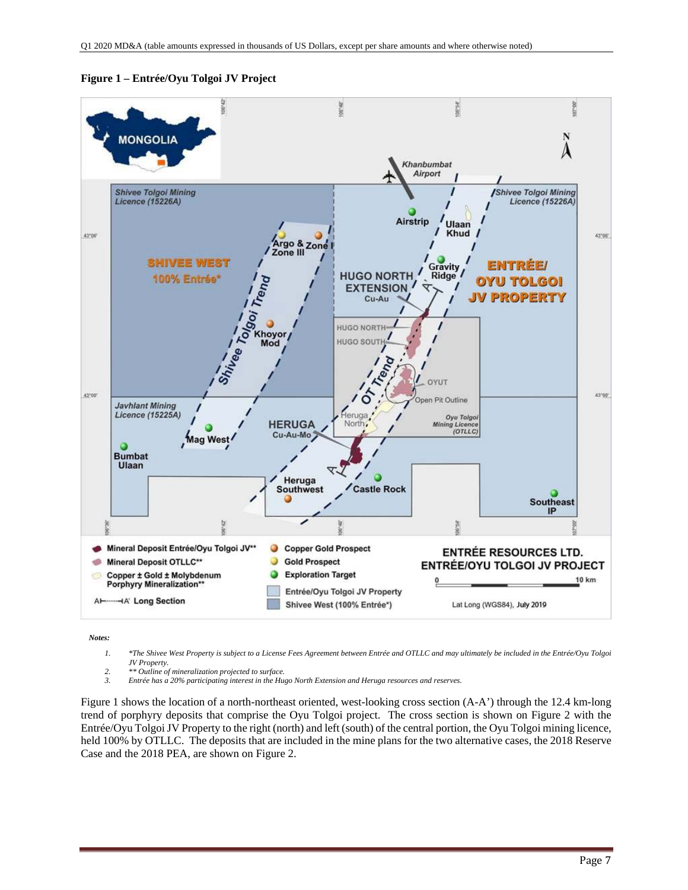**Figure 1 – Entrée/Oyu Tolgoi JV Project**

*Notes:*

1. *\*The Shivee West Property is subject to a License Fees Agreement between Entrée and OTLLC and may ultimately be included in the Entrée/Oyu Tolgoi JV Property.*
2. *\*\* Outline of mineralization projected to surface.*
3. *Entrée has a 20% participating interest in the Hugo North Extension and Heruga resources and reserves.*

Figure 1 shows the location of a north-northeast oriented, west-looking cross section (A-A') through the 12.4 km-long trend of porphyry deposits that comprise the Oyu Tolgoi project. The cross section is shown on Figure 2 with the Entrée/Oyu Tolgoi JV Property to the right (north) and left (south) of the central portion, the Oyu Tolgoi mining licence, held 100% by OTLLC. The deposits that are included in the mine plans for the two alternative cases, the 2018 Reserve Case and the 2018 PEA, are shown on Figure 2.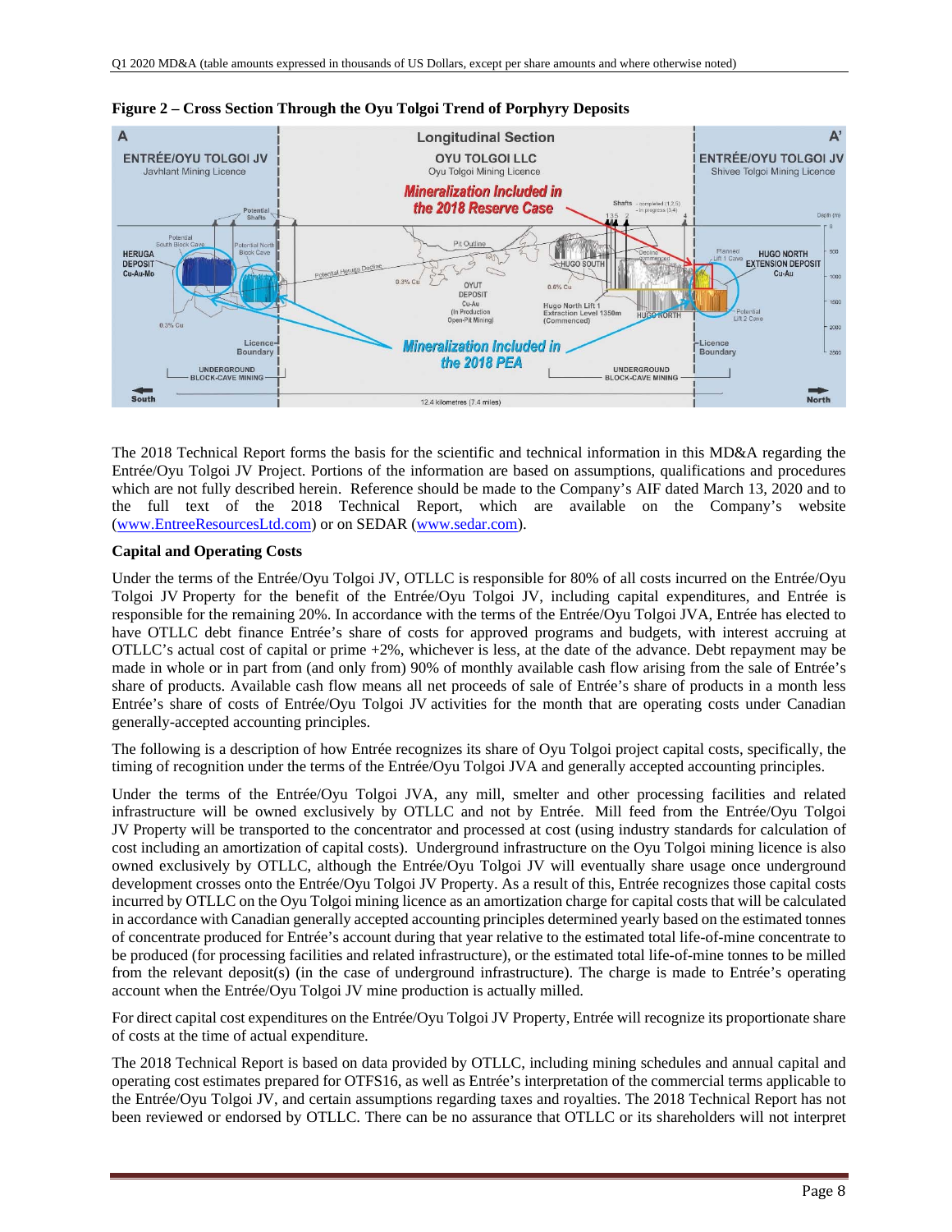**Figure 2 – Cross Section Through the Oyu Tolgoi Trend of Porphyry Deposits**

The 2018 Technical Report forms the basis for the scientific and technical information in this MD&A regarding the Entrée/Oyu Tolgoi JV Project. Portions of the information are based on assumptions, qualifications and procedures which are not fully described herein. Reference should be made to the Company's AIF dated March 13, 2020 and to the full text of the 2018 Technical Report, which are available on the Company's website (www.EntreeResourcesLtd.com) or on SEDAR (www.sedar.com).

**Capital and Operating Costs**

Under the terms of the Entrée/Oyu Tolgoi JV, OTLLC is responsible for 80% of all costs incurred on the Entrée/Oyu Tolgoi JV Property for the benefit of the Entrée/Oyu Tolgoi JV, including capital expenditures, and Entrée is responsible for the remaining 20%. In accordance with the terms of the Entrée/Oyu Tolgoi JVA, Entrée has elected to have OTLLC debt finance Entrée's share of costs for approved programs and budgets, with interest accruing at OTLLC's actual cost of capital or prime +2%, whichever is less, at the date of the advance. Debt repayment may be made in whole or in part from (and only from) 90% of monthly available cash flow arising from the sale of Entrée's share of products. Available cash flow means all net proceeds of sale of Entrée's share of products in a month less Entrée's share of costs of Entrée/Oyu Tolgoi JV activities for the month that are operating costs under Canadian generally-accepted accounting principles.

The following is a description of how Entrée recognizes its share of Oyu Tolgoi project capital costs, specifically, the timing of recognition under the terms of the Entrée/Oyu Tolgoi JVA and generally accepted accounting principles.

Under the terms of the Entrée/Oyu Tolgoi JVA, any mill, smelter and other processing facilities and related infrastructure will be owned exclusively by OTLLC and not by Entrée. Mill feed from the Entrée/Oyu Tolgoi JV Property will be transported to the concentrator and processed at cost (using industry standards for calculation of cost including an amortization of capital costs). Underground infrastructure on the Oyu Tolgoi mining licence is also owned exclusively by OTLLC, although the Entrée/Oyu Tolgoi JV will eventually share usage once underground development crosses onto the Entrée/Oyu Tolgoi JV Property. As a result of this, Entrée recognizes those capital costs incurred by OTLLC on the Oyu Tolgoi mining licence as an amortization charge for capital costs that will be calculated in accordance with Canadian generally accepted accounting principles determined yearly based on the estimated tonnes of concentrate produced for Entrée's account during that year relative to the estimated total life-of-mine concentrate to be produced (for processing facilities and related infrastructure), or the estimated total life-of-mine tonnes to be milled from the relevant deposit(s) (in the case of underground infrastructure). The charge is made to Entrée's operating account when the Entrée/Oyu Tolgoi JV mine production is actually milled.

For direct capital cost expenditures on the Entrée/Oyu Tolgoi JV Property, Entrée will recognize its proportionate share of costs at the time of actual expenditure.

The 2018 Technical Report is based on data provided by OTLLC, including mining schedules and annual capital and operating cost estimates prepared for OTFS16, as well as Entrée's interpretation of the commercial terms applicable to the Entrée/Oyu Tolgoi JV, and certain assumptions regarding taxes and royalties. The 2018 Technical Report has not been reviewed or endorsed by OTLLC. There can be no assurance that OTLLC or its shareholders will not interpret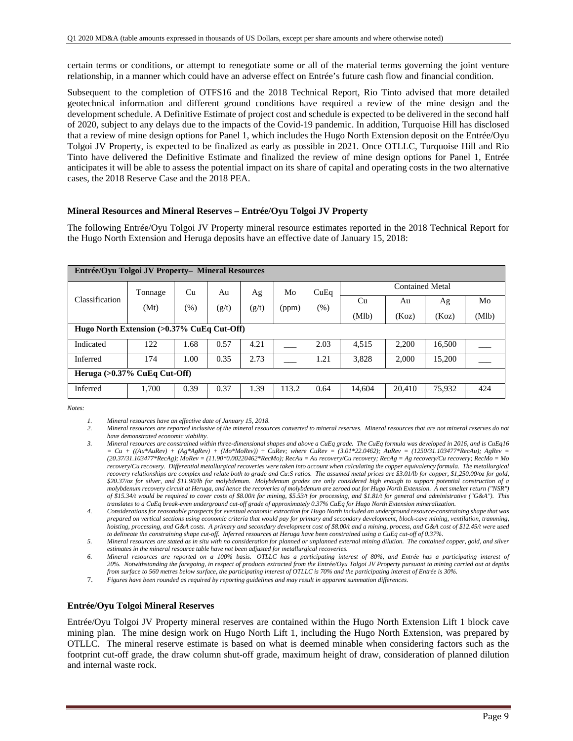certain terms or conditions, or attempt to renegotiate some or all of the material terms governing the joint venture relationship, in a manner which could have an adverse effect on Entrée's future cash flow and financial condition.

Subsequent to the completion of OTFS16 and the 2018 Technical Report, Rio Tinto advised that more detailed geotechnical information and different ground conditions have required a review of the mine design and the development schedule. A Definitive Estimate of project cost and schedule is expected to be delivered in the second half of 2020, subject to any delays due to the impacts of the Covid-19 pandemic. In addition, Turquoise Hill has disclosed that a review of mine design options for Panel 1, which includes the Hugo North Extension deposit on the Entrée/Oyu Tolgoi JV Property, is expected to be finalized as early as possible in 2021. Once OTLLC, Turquoise Hill and Rio Tinto have delivered the Definitive Estimate and finalized the review of mine design options for Panel 1, Entrée anticipates it will be able to assess the potential impact on its share of capital and operating costs in the two alternative cases, the 2018 Reserve Case and the 2018 PEA.

**Mineral Resources and Mineral Reserves – Entrée/Oyu Tolgoi JV Property**

The following Entrée/Oyu Tolgoi JV Property mineral resource estimates reported in the 2018 Technical Report for the Hugo North Extension and Heruga deposits have an effective date of January 15, 2018:

| **Entrée/Oyu Tolgoi JV Property– Mineral Resources** | | | | | | | | | | |
|---|---|---|---|---|---|---|---|---|---|---|
| Classification | Tonnage (Mt) | Cu (%) | Au (g/t) | Ag (g/t) | Mo (ppm) | CuEq (%) | Contained Metal | | | |
| | | | | | | | Cu (Mlb) | Au (Koz) | Ag (Koz) | Mo (Mlb) |
| **Hugo North Extension (>0.37% CuEq Cut-Off)** | | | | | | | | | | |
| Indicated | 122 | 1.68 | 0.57 | 4.21 | ___ | 2.03 | 4,515 | 2,200 | 16,500 | ___ |
| Inferred | 174 | 1.00 | 0.35 | 2.73 | ___ | 1.21 | 3,828 | 2,000 | 15,200 | ___ |
| **Heruga (>0.37% CuEq Cut-Off)** | | | | | | | | | | |
| Inferred | 1,700 | 0.39 | 0.37 | 1.39 | 113.2 | 0.64 | 14,604 | 20,410 | 75,932 | 424 |

*Notes:*

1. *Mineral resources have an effective date of January 15, 2018.*
2. *Mineral resources are reported inclusive of the mineral resources converted to mineral reserves. Mineral resources that are not mineral reserves do not have demonstrated economic viability.*
3. *Mineral resources are constrained within three-dimensional shapes and above a CuEq grade. The CuEq formula was developed in 2016, and is CuEq16 = Cu + ((Au\*AuRev) + (Ag\*AgRev) + (Mo\*MoRev)) ÷ CuRev; where CuRev = (3.01\*22.0462); AuRev = (1250/31.103477\*RecAu); AgRev = (20.37/31.103477\*RecAg); MoRev = (11.90\*0.00220462\*RecMo); RecAu = Au recovery/Cu recovery; RecAg = Ag recovery/Cu recovery; RecMo = Mo recovery/Cu recovery. Differential metallurgical recoveries were taken into account when calculating the copper equivalency formula. The metallurgical recovery relationships are complex and relate both to grade and Cu:S ratios. The assumed metal prices are $3.01/lb for copper, $1,250.00/oz for gold, $20.37/oz for silver, and $11.90/lb for molybdenum. Molybdenum grades are only considered high enough to support potential construction of a molybdenum recovery circuit at Heruga, and hence the recoveries of molybdenum are zeroed out for Hugo North Extension. A net smelter return ("NSR") of $15.34/t would be required to cover costs of $8.00/t for mining, $5.53/t for processing, and $1.81/t for general and administrative ("G&A"). This translates to a CuEq break-even underground cut-off grade of approximately 0.37% CuEq for Hugo North Extension mineralization.*
4. *Considerations for reasonable prospects for eventual economic extraction for Hugo North included an underground resource-constraining shape that was prepared on vertical sections using economic criteria that would pay for primary and secondary development, block-cave mining, ventilation, tramming, hoisting, processing, and G&A costs. A primary and secondary development cost of $8.00/t and a mining, process, and G&A cost of $12.45/t were used to delineate the constraining shape cut-off. Inferred resources at Heruga have been constrained using a CuEq cut-off of 0.37%.*
5. *Mineral resources are stated as in situ with no consideration for planned or unplanned external mining dilution. The contained copper, gold, and silver estimates in the mineral resource table have not been adjusted for metallurgical recoveries.*
6. *Mineral resources are reported on a 100% basis. OTLLC has a participating interest of 80%, and Entrée has a participating interest of 20%. Notwithstanding the foregoing, in respect of products extracted from the Entrée/Oyu Tolgoi JV Property pursuant to mining carried out at depths from surface to 560 metres below surface, the participating interest of OTLLC is 70% and the participating interest of Entrée is 30%.*
7. *Figures have been rounded as required by reporting guidelines and may result in apparent summation differences.*

**Entrée/Oyu Tolgoi Mineral Reserves**

Entrée/Oyu Tolgoi JV Property mineral reserves are contained within the Hugo North Extension Lift 1 block cave mining plan. The mine design work on Hugo North Lift 1, including the Hugo North Extension, was prepared by OTLLC. The mineral reserve estimate is based on what is deemed minable when considering factors such as the footprint cut-off grade, the draw column shut-off grade, maximum height of draw, consideration of planned dilution and internal waste rock.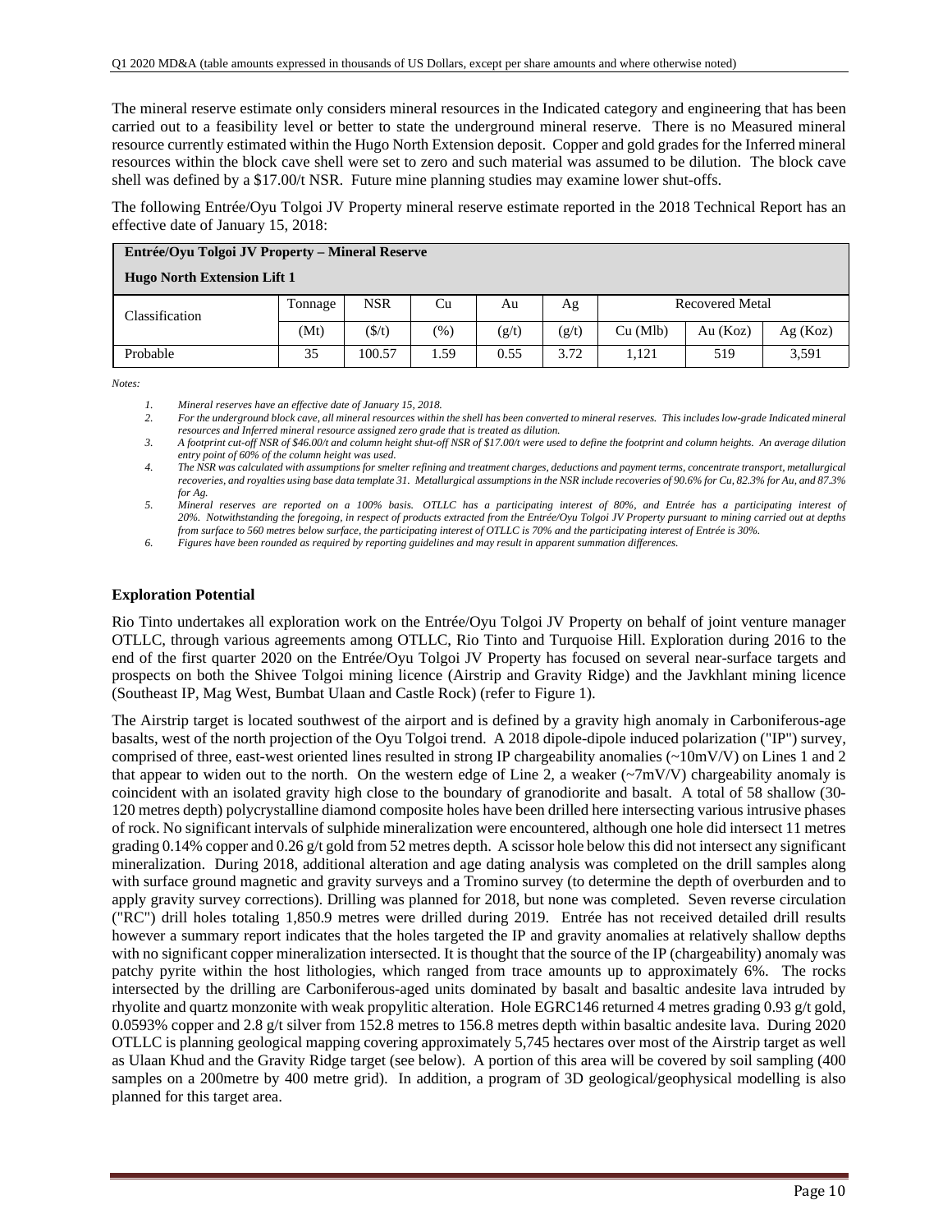The mineral reserve estimate only considers mineral resources in the Indicated category and engineering that has been carried out to a feasibility level or better to state the underground mineral reserve. There is no Measured mineral resource currently estimated within the Hugo North Extension deposit. Copper and gold grades for the Inferred mineral resources within the block cave shell were set to zero and such material was assumed to be dilution. The block cave shell was defined by a $17.00/t NSR. Future mine planning studies may examine lower shut-offs.

The following Entrée/Oyu Tolgoi JV Property mineral reserve estimate reported in the 2018 Technical Report has an effective date of January 15, 2018:

| **Entrée/Oyu Tolgoi JV Property – Mineral Reserve<br>Hugo North Extension Lift 1** | | | | | | | | |
|---|---|---|---|---|---|---|---|---|
| Classification | Tonnage | NSR | Cu | Au | Ag | Recovered Metal | | |
| | (Mt) | ($/t) | (%) | (g/t) | (g/t) | Cu (Mlb) | Au (Koz) | Ag (Koz) |
| Probable | 35 | 100.57 | 1.59 | 0.55 | 3.72 | 1,121 | 519 | 3,591 |

*Notes:*

1. *Mineral reserves have an effective date of January 15, 2018.*
2. *For the underground block cave, all mineral resources within the shell has been converted to mineral reserves. This includes low-grade Indicated mineral resources and Inferred mineral resource assigned zero grade that is treated as dilution.*
3. *A footprint cut-off NSR of $46.00/t and column height shut-off NSR of $17.00/t were used to define the footprint and column heights. An average dilution entry point of 60% of the column height was used.*
4. *The NSR was calculated with assumptions for smelter refining and treatment charges, deductions and payment terms, concentrate transport, metallurgical recoveries, and royalties using base data template 31. Metallurgical assumptions in the NSR include recoveries of 90.6% for Cu, 82.3% for Au, and 87.3% for Ag.*
5. *Mineral reserves are reported on a 100% basis. OTLLC has a participating interest of 80%, and Entrée has a participating interest of 20%. Notwithstanding the foregoing, in respect of products extracted from the Entrée/Oyu Tolgoi JV Property pursuant to mining carried out at depths from surface to 560 metres below surface, the participating interest of OTLLC is 70% and the participating interest of Entrée is 30%.*
6. *Figures have been rounded as required by reporting guidelines and may result in apparent summation differences.*

### Exploration Potential

Rio Tinto undertakes all exploration work on the Entrée/Oyu Tolgoi JV Property on behalf of joint venture manager OTLLC, through various agreements among OTLLC, Rio Tinto and Turquoise Hill. Exploration during 2016 to the end of the first quarter 2020 on the Entrée/Oyu Tolgoi JV Property has focused on several near-surface targets and prospects on both the Shivee Tolgoi mining licence (Airstrip and Gravity Ridge) and the Javkhlant mining licence (Southeast IP, Mag West, Bumbat Ulaan and Castle Rock) (refer to Figure 1).

The Airstrip target is located southwest of the airport and is defined by a gravity high anomaly in Carboniferous-age basalts, west of the north projection of the Oyu Tolgoi trend. A 2018 dipole-dipole induced polarization ("IP") survey, comprised of three, east-west oriented lines resulted in strong IP chargeability anomalies (~10mV/V) on Lines 1 and 2 that appear to widen out to the north. On the western edge of Line 2, a weaker (~7mV/V) chargeability anomaly is coincident with an isolated gravity high close to the boundary of granodiorite and basalt. A total of 58 shallow (30-120 metres depth) polycrystalline diamond composite holes have been drilled here intersecting various intrusive phases of rock. No significant intervals of sulphide mineralization were encountered, although one hole did intersect 11 metres grading 0.14% copper and 0.26 g/t gold from 52 metres depth. A scissor hole below this did not intersect any significant mineralization. During 2018, additional alteration and age dating analysis was completed on the drill samples along with surface ground magnetic and gravity surveys and a Tromino survey (to determine the depth of overburden and to apply gravity survey corrections). Drilling was planned for 2018, but none was completed. Seven reverse circulation ("RC") drill holes totaling 1,850.9 metres were drilled during 2019. Entrée has not received detailed drill results however a summary report indicates that the holes targeted the IP and gravity anomalies at relatively shallow depths with no significant copper mineralization intersected. It is thought that the source of the IP (chargeability) anomaly was patchy pyrite within the host lithologies, which ranged from trace amounts up to approximately 6%. The rocks intersected by the drilling are Carboniferous-aged units dominated by basalt and basaltic andesite lava intruded by rhyolite and quartz monzonite with weak propylitic alteration. Hole EGRC146 returned 4 metres grading 0.93 g/t gold, 0.0593% copper and 2.8 g/t silver from 152.8 metres to 156.8 metres depth within basaltic andesite lava. During 2020 OTLLC is planning geological mapping covering approximately 5,745 hectares over most of the Airstrip target as well as Ulaan Khud and the Gravity Ridge target (see below). A portion of this area will be covered by soil sampling (400 samples on a 200metre by 400 metre grid). In addition, a program of 3D geological/geophysical modelling is also planned for this target area.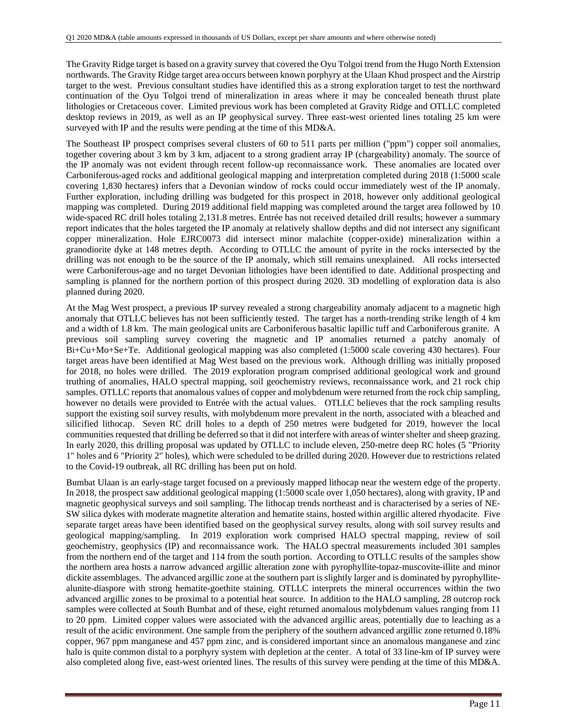The Gravity Ridge target is based on a gravity survey that covered the Oyu Tolgoi trend from the Hugo North Extension northwards. The Gravity Ridge target area occurs between known porphyry at the Ulaan Khud prospect and the Airstrip target to the west. Previous consultant studies have identified this as a strong exploration target to test the northward continuation of the Oyu Tolgoi trend of mineralization in areas where it may be concealed beneath thrust plate lithologies or Cretaceous cover. Limited previous work has been completed at Gravity Ridge and OTLLC completed desktop reviews in 2019, as well as an IP geophysical survey. Three east-west oriented lines totaling 25 km were surveyed with IP and the results were pending at the time of this MD&A.

The Southeast IP prospect comprises several clusters of 60 to 511 parts per million ("ppm") copper soil anomalies, together covering about 3 km by 3 km, adjacent to a strong gradient array IP (chargeability) anomaly. The source of the IP anomaly was not evident through recent follow-up reconnaissance work. These anomalies are located over Carboniferous-aged rocks and additional geological mapping and interpretation completed during 2018 (1:5000 scale covering 1,830 hectares) infers that a Devonian window of rocks could occur immediately west of the IP anomaly. Further exploration, including drilling was budgeted for this prospect in 2018, however only additional geological mapping was completed. During 2019 additional field mapping was completed around the target area followed by 10 wide-spaced RC drill holes totaling 2,131.8 metres. Entrée has not received detailed drill results; however a summary report indicates that the holes targeted the IP anomaly at relatively shallow depths and did not intersect any significant copper mineralization. Hole EJRC0073 did intersect minor malachite (copper-oxide) mineralization within a granodiorite dyke at 148 metres depth. According to OTLLC the amount of pyrite in the rocks intersected by the drilling was not enough to be the source of the IP anomaly, which still remains unexplained. All rocks intersected were Carboniferous-age and no target Devonian lithologies have been identified to date. Additional prospecting and sampling is planned for the northern portion of this prospect during 2020. 3D modelling of exploration data is also planned during 2020.

At the Mag West prospect, a previous IP survey revealed a strong chargeability anomaly adjacent to a magnetic high anomaly that OTLLC believes has not been sufficiently tested. The target has a north-trending strike length of 4 km and a width of 1.8 km. The main geological units are Carboniferous basaltic lapillic tuff and Carboniferous granite. A previous soil sampling survey covering the magnetic and IP anomalies returned a patchy anomaly of Bi+Cu+Mo+Se+Te. Additional geological mapping was also completed (1:5000 scale covering 430 hectares). Four target areas have been identified at Mag West based on the previous work. Although drilling was initially proposed for 2018, no holes were drilled. The 2019 exploration program comprised additional geological work and ground truthing of anomalies, HALO spectral mapping, soil geochemistry reviews, reconnaissance work, and 21 rock chip samples. OTLLC reports that anomalous values of copper and molybdenum were returned from the rock chip sampling, however no details were provided to Entrée with the actual values. OTLLC believes that the rock sampling results support the existing soil survey results, with molybdenum more prevalent in the north, associated with a bleached and silicified lithocap. Seven RC drill holes to a depth of 250 metres were budgeted for 2019, however the local communities requested that drilling be deferred so that it did not interfere with areas of winter shelter and sheep grazing. In early 2020, this drilling proposal was updated by OTLLC to include eleven, 250-metre deep RC holes (5 "Priority 1" holes and 6 "Priority 2" holes), which were scheduled to be drilled during 2020. However due to restrictions related to the Covid-19 outbreak, all RC drilling has been put on hold.

Bumbat Ulaan is an early-stage target focused on a previously mapped lithocap near the western edge of the property. In 2018, the prospect saw additional geological mapping (1:5000 scale over 1,050 hectares), along with gravity, IP and magnetic geophysical surveys and soil sampling. The lithocap trends northeast and is characterised by a series of NE-SW silica dykes with moderate magnetite alteration and hematite stains, hosted within argillic altered rhyodacite. Five separate target areas have been identified based on the geophysical survey results, along with soil survey results and geological mapping/sampling. In 2019 exploration work comprised HALO spectral mapping, review of soil geochemistry, geophysics (IP) and reconnaissance work. The HALO spectral measurements included 301 samples from the northern end of the target and 114 from the south portion. According to OTLLC results of the samples show the northern area hosts a narrow advanced argillic alteration zone with pyrophyllite-topaz-muscovite-illite and minor dickite assemblages. The advanced argillic zone at the southern part is slightly larger and is dominated by pyrophyllite-alunite-diaspore with strong hematite-goethite staining. OTLLC interprets the mineral occurrences within the two advanced argillic zones to be proximal to a potential heat source. In addition to the HALO sampling, 28 outcrop rock samples were collected at South Bumbat and of these, eight returned anomalous molybdenum values ranging from 11 to 20 ppm. Limited copper values were associated with the advanced argillic areas, potentially due to leaching as a result of the acidic environment. One sample from the periphery of the southern advanced argillic zone returned 0.18% copper, 967 ppm manganese and 457 ppm zinc, and is considered important since an anomalous manganese and zinc halo is quite common distal to a porphyry system with depletion at the center. A total of 33 line-km of IP survey were also completed along five, east-west oriented lines. The results of this survey were pending at the time of this MD&A.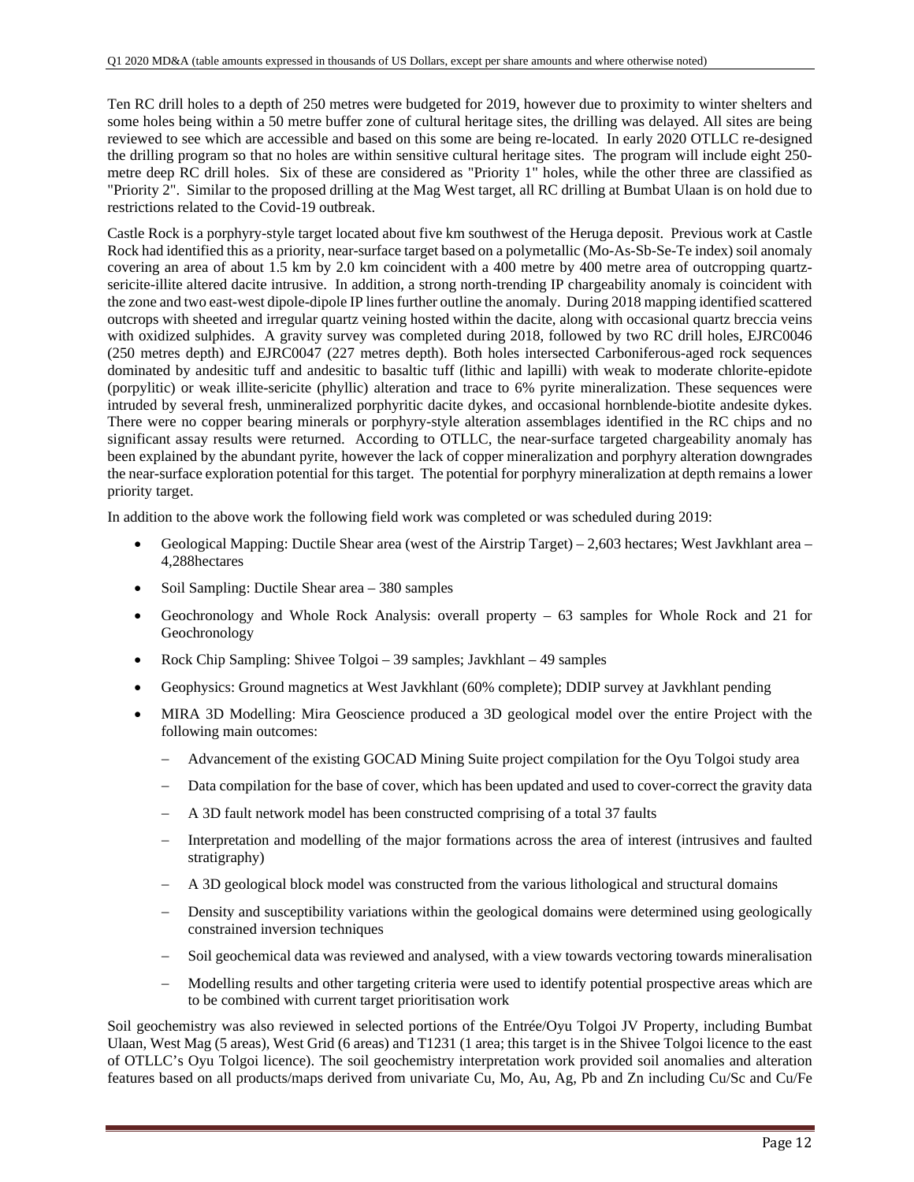Ten RC drill holes to a depth of 250 metres were budgeted for 2019, however due to proximity to winter shelters and some holes being within a 50 metre buffer zone of cultural heritage sites, the drilling was delayed. All sites are being reviewed to see which are accessible and based on this some are being re-located. In early 2020 OTLLC re-designed the drilling program so that no holes are within sensitive cultural heritage sites. The program will include eight 250-metre deep RC drill holes. Six of these are considered as "Priority 1" holes, while the other three are classified as "Priority 2". Similar to the proposed drilling at the Mag West target, all RC drilling at Bumbat Ulaan is on hold due to restrictions related to the Covid-19 outbreak.

Castle Rock is a porphyry-style target located about five km southwest of the Heruga deposit. Previous work at Castle Rock had identified this as a priority, near-surface target based on a polymetallic (Mo-As-Sb-Se-Te index) soil anomaly covering an area of about 1.5 km by 2.0 km coincident with a 400 metre by 400 metre area of outcropping quartz-sericite-illite altered dacite intrusive. In addition, a strong north-trending IP chargeability anomaly is coincident with the zone and two east-west dipole-dipole IP lines further outline the anomaly. During 2018 mapping identified scattered outcrops with sheeted and irregular quartz veining hosted within the dacite, along with occasional quartz breccia veins with oxidized sulphides. A gravity survey was completed during 2018, followed by two RC drill holes, EJRC0046 (250 metres depth) and EJRC0047 (227 metres depth). Both holes intersected Carboniferous-aged rock sequences dominated by andesitic tuff and andesitic to basaltic tuff (lithic and lapilli) with weak to moderate chlorite-epidote (porpylitic) or weak illite-sericite (phyllic) alteration and trace to 6% pyrite mineralization. These sequences were intruded by several fresh, unmineralized porphyritic dacite dykes, and occasional hornblende-biotite andesite dykes. There were no copper bearing minerals or porphyry-style alteration assemblages identified in the RC chips and no significant assay results were returned. According to OTLLC, the near-surface targeted chargeability anomaly has been explained by the abundant pyrite, however the lack of copper mineralization and porphyry alteration downgrades the near-surface exploration potential for this target. The potential for porphyry mineralization at depth remains a lower priority target.

In addition to the above work the following field work was completed or was scheduled during 2019:

- Geological Mapping: Ductile Shear area (west of the Airstrip Target) – 2,603 hectares; West Javkhlant area – 4,288hectares
- Soil Sampling: Ductile Shear area – 380 samples
- Geochronology and Whole Rock Analysis: overall property – 63 samples for Whole Rock and 21 for Geochronology
- Rock Chip Sampling: Shivee Tolgoi – 39 samples; Javkhlant – 49 samples
- Geophysics: Ground magnetics at West Javkhlant (60% complete); DDIP survey at Javkhlant pending
- MIRA 3D Modelling: Mira Geoscience produced a 3D geological model over the entire Project with the following main outcomes:
  - Advancement of the existing GOCAD Mining Suite project compilation for the Oyu Tolgoi study area
  - Data compilation for the base of cover, which has been updated and used to cover-correct the gravity data
  - A 3D fault network model has been constructed comprising of a total 37 faults
  - Interpretation and modelling of the major formations across the area of interest (intrusives and faulted stratigraphy)
  - A 3D geological block model was constructed from the various lithological and structural domains
  - Density and susceptibility variations within the geological domains were determined using geologically constrained inversion techniques
  - Soil geochemical data was reviewed and analysed, with a view towards vectoring towards mineralisation
  - Modelling results and other targeting criteria were used to identify potential prospective areas which are to be combined with current target prioritisation work

Soil geochemistry was also reviewed in selected portions of the Entrée/Oyu Tolgoi JV Property, including Bumbat Ulaan, West Mag (5 areas), West Grid (6 areas) and T1231 (1 area; this target is in the Shivee Tolgoi licence to the east of OTLLC's Oyu Tolgoi licence). The soil geochemistry interpretation work provided soil anomalies and alteration features based on all products/maps derived from univariate Cu, Mo, Au, Ag, Pb and Zn including Cu/Sc and Cu/Fe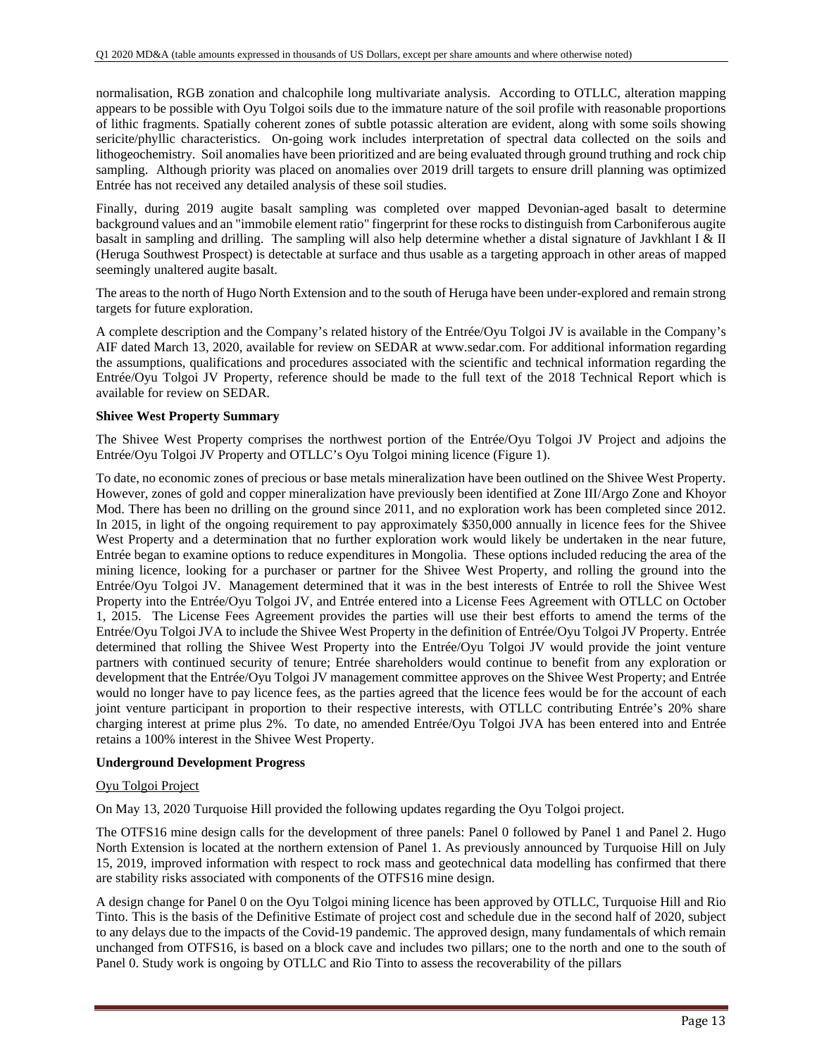normalisation, RGB zonation and chalcophile long multivariate analysis. According to OTLLC, alteration mapping appears to be possible with Oyu Tolgoi soils due to the immature nature of the soil profile with reasonable proportions of lithic fragments. Spatially coherent zones of subtle potassic alteration are evident, along with some soils showing sericite/phyllic characteristics. On-going work includes interpretation of spectral data collected on the soils and lithogeochemistry. Soil anomalies have been prioritized and are being evaluated through ground truthing and rock chip sampling. Although priority was placed on anomalies over 2019 drill targets to ensure drill planning was optimized Entrée has not received any detailed analysis of these soil studies.

Finally, during 2019 augite basalt sampling was completed over mapped Devonian-aged basalt to determine background values and an "immobile element ratio" fingerprint for these rocks to distinguish from Carboniferous augite basalt in sampling and drilling. The sampling will also help determine whether a distal signature of Javkhlant I & II (Heruga Southwest Prospect) is detectable at surface and thus usable as a targeting approach in other areas of mapped seemingly unaltered augite basalt.

The areas to the north of Hugo North Extension and to the south of Heruga have been under-explored and remain strong targets for future exploration.

A complete description and the Company's related history of the Entrée/Oyu Tolgoi JV is available in the Company's AIF dated March 13, 2020, available for review on SEDAR at www.sedar.com. For additional information regarding the assumptions, qualifications and procedures associated with the scientific and technical information regarding the Entrée/Oyu Tolgoi JV Property, reference should be made to the full text of the 2018 Technical Report which is available for review on SEDAR.

**Shivee West Property Summary**

The Shivee West Property comprises the northwest portion of the Entrée/Oyu Tolgoi JV Project and adjoins the Entrée/Oyu Tolgoi JV Property and OTLLC's Oyu Tolgoi mining licence (Figure 1).

To date, no economic zones of precious or base metals mineralization have been outlined on the Shivee West Property. However, zones of gold and copper mineralization have previously been identified at Zone III/Argo Zone and Khoyor Mod. There has been no drilling on the ground since 2011, and no exploration work has been completed since 2012. In 2015, in light of the ongoing requirement to pay approximately $350,000 annually in licence fees for the Shivee West Property and a determination that no further exploration work would likely be undertaken in the near future, Entrée began to examine options to reduce expenditures in Mongolia. These options included reducing the area of the mining licence, looking for a purchaser or partner for the Shivee West Property, and rolling the ground into the Entrée/Oyu Tolgoi JV. Management determined that it was in the best interests of Entrée to roll the Shivee West Property into the Entrée/Oyu Tolgoi JV, and Entrée entered into a License Fees Agreement with OTLLC on October 1, 2015. The License Fees Agreement provides the parties will use their best efforts to amend the terms of the Entrée/Oyu Tolgoi JVA to include the Shivee West Property in the definition of Entrée/Oyu Tolgoi JV Property. Entrée determined that rolling the Shivee West Property into the Entrée/Oyu Tolgoi JV would provide the joint venture partners with continued security of tenure; Entrée shareholders would continue to benefit from any exploration or development that the Entrée/Oyu Tolgoi JV management committee approves on the Shivee West Property; and Entrée would no longer have to pay licence fees, as the parties agreed that the licence fees would be for the account of each joint venture participant in proportion to their respective interests, with OTLLC contributing Entrée's 20% share charging interest at prime plus 2%. To date, no amended Entrée/Oyu Tolgoi JVA has been entered into and Entrée retains a 100% interest in the Shivee West Property.

**Underground Development Progress**

Oyu Tolgoi Project

On May 13, 2020 Turquoise Hill provided the following updates regarding the Oyu Tolgoi project.

The OTFS16 mine design calls for the development of three panels: Panel 0 followed by Panel 1 and Panel 2. Hugo North Extension is located at the northern extension of Panel 1. As previously announced by Turquoise Hill on July 15, 2019, improved information with respect to rock mass and geotechnical data modelling has confirmed that there are stability risks associated with components of the OTFS16 mine design.

A design change for Panel 0 on the Oyu Tolgoi mining licence has been approved by OTLLC, Turquoise Hill and Rio Tinto. This is the basis of the Definitive Estimate of project cost and schedule due in the second half of 2020, subject to any delays due to the impacts of the Covid-19 pandemic. The approved design, many fundamentals of which remain unchanged from OTFS16, is based on a block cave and includes two pillars; one to the north and one to the south of Panel 0. Study work is ongoing by OTLLC and Rio Tinto to assess the recoverability of the pillars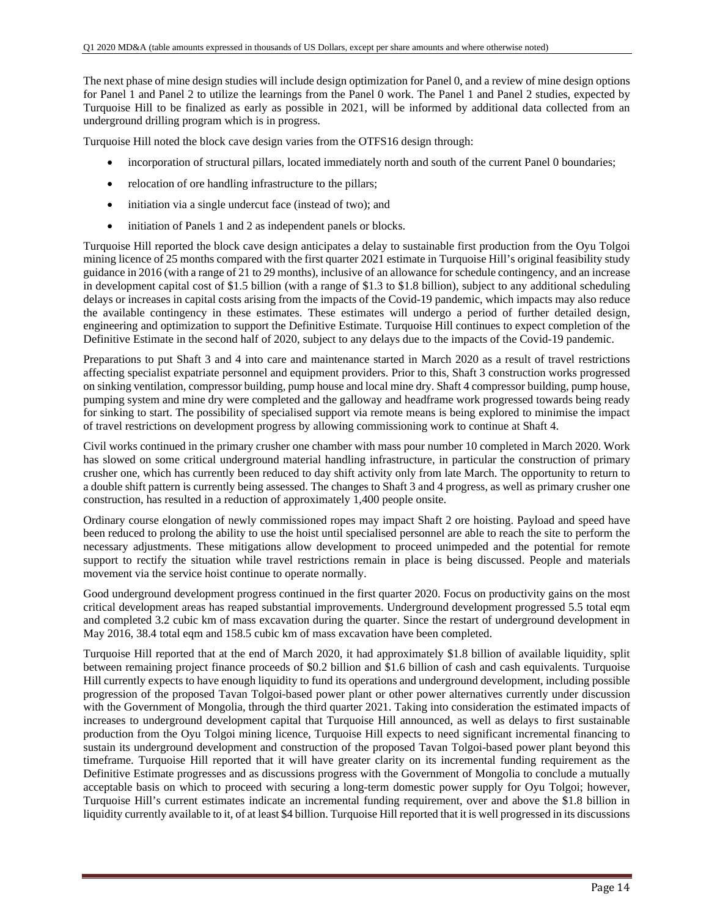The next phase of mine design studies will include design optimization for Panel 0, and a review of mine design options for Panel 1 and Panel 2 to utilize the learnings from the Panel 0 work. The Panel 1 and Panel 2 studies, expected by Turquoise Hill to be finalized as early as possible in 2021, will be informed by additional data collected from an underground drilling program which is in progress.

Turquoise Hill noted the block cave design varies from the OTFS16 design through:

- incorporation of structural pillars, located immediately north and south of the current Panel 0 boundaries;
- relocation of ore handling infrastructure to the pillars;
- initiation via a single undercut face (instead of two); and
- initiation of Panels 1 and 2 as independent panels or blocks.

Turquoise Hill reported the block cave design anticipates a delay to sustainable first production from the Oyu Tolgoi mining licence of 25 months compared with the first quarter 2021 estimate in Turquoise Hill's original feasibility study guidance in 2016 (with a range of 21 to 29 months), inclusive of an allowance for schedule contingency, and an increase in development capital cost of $1.5 billion (with a range of $1.3 to $1.8 billion), subject to any additional scheduling delays or increases in capital costs arising from the impacts of the Covid-19 pandemic, which impacts may also reduce the available contingency in these estimates. These estimates will undergo a period of further detailed design, engineering and optimization to support the Definitive Estimate. Turquoise Hill continues to expect completion of the Definitive Estimate in the second half of 2020, subject to any delays due to the impacts of the Covid-19 pandemic.

Preparations to put Shaft 3 and 4 into care and maintenance started in March 2020 as a result of travel restrictions affecting specialist expatriate personnel and equipment providers. Prior to this, Shaft 3 construction works progressed on sinking ventilation, compressor building, pump house and local mine dry. Shaft 4 compressor building, pump house, pumping system and mine dry were completed and the galloway and headframe work progressed towards being ready for sinking to start. The possibility of specialised support via remote means is being explored to minimise the impact of travel restrictions on development progress by allowing commissioning work to continue at Shaft 4.

Civil works continued in the primary crusher one chamber with mass pour number 10 completed in March 2020. Work has slowed on some critical underground material handling infrastructure, in particular the construction of primary crusher one, which has currently been reduced to day shift activity only from late March. The opportunity to return to a double shift pattern is currently being assessed. The changes to Shaft 3 and 4 progress, as well as primary crusher one construction, has resulted in a reduction of approximately 1,400 people onsite.

Ordinary course elongation of newly commissioned ropes may impact Shaft 2 ore hoisting. Payload and speed have been reduced to prolong the ability to use the hoist until specialised personnel are able to reach the site to perform the necessary adjustments. These mitigations allow development to proceed unimpeded and the potential for remote support to rectify the situation while travel restrictions remain in place is being discussed. People and materials movement via the service hoist continue to operate normally.

Good underground development progress continued in the first quarter 2020. Focus on productivity gains on the most critical development areas has reaped substantial improvements. Underground development progressed 5.5 total eqm and completed 3.2 cubic km of mass excavation during the quarter. Since the restart of underground development in May 2016, 38.4 total eqm and 158.5 cubic km of mass excavation have been completed.

Turquoise Hill reported that at the end of March 2020, it had approximately $1.8 billion of available liquidity, split between remaining project finance proceeds of $0.2 billion and $1.6 billion of cash and cash equivalents. Turquoise Hill currently expects to have enough liquidity to fund its operations and underground development, including possible progression of the proposed Tavan Tolgoi-based power plant or other power alternatives currently under discussion with the Government of Mongolia, through the third quarter 2021. Taking into consideration the estimated impacts of increases to underground development capital that Turquoise Hill announced, as well as delays to first sustainable production from the Oyu Tolgoi mining licence, Turquoise Hill expects to need significant incremental financing to sustain its underground development and construction of the proposed Tavan Tolgoi-based power plant beyond this timeframe. Turquoise Hill reported that it will have greater clarity on its incremental funding requirement as the Definitive Estimate progresses and as discussions progress with the Government of Mongolia to conclude a mutually acceptable basis on which to proceed with securing a long-term domestic power supply for Oyu Tolgoi; however, Turquoise Hill's current estimates indicate an incremental funding requirement, over and above the $1.8 billion in liquidity currently available to it, of at least $4 billion. Turquoise Hill reported that it is well progressed in its discussions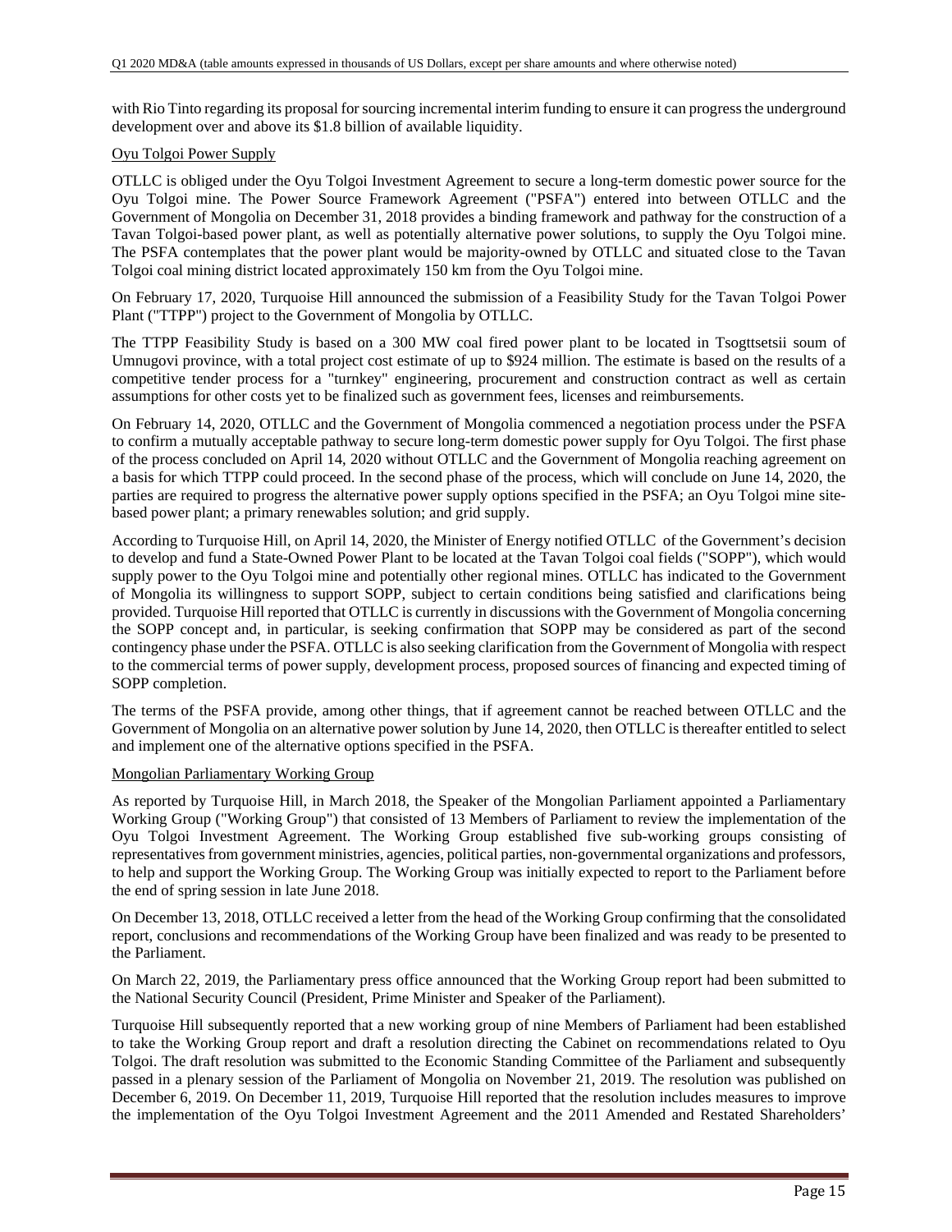with Rio Tinto regarding its proposal for sourcing incremental interim funding to ensure it can progress the underground development over and above its $1.8 billion of available liquidity.

<u>Oyu Tolgoi Power Supply</u>

OTLLC is obliged under the Oyu Tolgoi Investment Agreement to secure a long-term domestic power source for the Oyu Tolgoi mine. The Power Source Framework Agreement ("PSFA") entered into between OTLLC and the Government of Mongolia on December 31, 2018 provides a binding framework and pathway for the construction of a Tavan Tolgoi-based power plant, as well as potentially alternative power solutions, to supply the Oyu Tolgoi mine. The PSFA contemplates that the power plant would be majority-owned by OTLLC and situated close to the Tavan Tolgoi coal mining district located approximately 150 km from the Oyu Tolgoi mine.

On February 17, 2020, Turquoise Hill announced the submission of a Feasibility Study for the Tavan Tolgoi Power Plant ("TTPP") project to the Government of Mongolia by OTLLC.

The TTPP Feasibility Study is based on a 300 MW coal fired power plant to be located in Tsogttsetsii soum of Umnugovi province, with a total project cost estimate of up to $924 million. The estimate is based on the results of a competitive tender process for a "turnkey" engineering, procurement and construction contract as well as certain assumptions for other costs yet to be finalized such as government fees, licenses and reimbursements.

On February 14, 2020, OTLLC and the Government of Mongolia commenced a negotiation process under the PSFA to confirm a mutually acceptable pathway to secure long-term domestic power supply for Oyu Tolgoi. The first phase of the process concluded on April 14, 2020 without OTLLC and the Government of Mongolia reaching agreement on a basis for which TTPP could proceed. In the second phase of the process, which will conclude on June 14, 2020, the parties are required to progress the alternative power supply options specified in the PSFA; an Oyu Tolgoi mine site-based power plant; a primary renewables solution; and grid supply.

According to Turquoise Hill, on April 14, 2020, the Minister of Energy notified OTLLC of the Government's decision to develop and fund a State-Owned Power Plant to be located at the Tavan Tolgoi coal fields ("SOPP"), which would supply power to the Oyu Tolgoi mine and potentially other regional mines. OTLLC has indicated to the Government of Mongolia its willingness to support SOPP, subject to certain conditions being satisfied and clarifications being provided. Turquoise Hill reported that OTLLC is currently in discussions with the Government of Mongolia concerning the SOPP concept and, in particular, is seeking confirmation that SOPP may be considered as part of the second contingency phase under the PSFA. OTLLC is also seeking clarification from the Government of Mongolia with respect to the commercial terms of power supply, development process, proposed sources of financing and expected timing of SOPP completion.

The terms of the PSFA provide, among other things, that if agreement cannot be reached between OTLLC and the Government of Mongolia on an alternative power solution by June 14, 2020, then OTLLC is thereafter entitled to select and implement one of the alternative options specified in the PSFA.

<u>Mongolian Parliamentary Working Group</u>

As reported by Turquoise Hill, in March 2018, the Speaker of the Mongolian Parliament appointed a Parliamentary Working Group ("Working Group") that consisted of 13 Members of Parliament to review the implementation of the Oyu Tolgoi Investment Agreement. The Working Group established five sub-working groups consisting of representatives from government ministries, agencies, political parties, non-governmental organizations and professors, to help and support the Working Group. The Working Group was initially expected to report to the Parliament before the end of spring session in late June 2018.

On December 13, 2018, OTLLC received a letter from the head of the Working Group confirming that the consolidated report, conclusions and recommendations of the Working Group have been finalized and was ready to be presented to the Parliament.

On March 22, 2019, the Parliamentary press office announced that the Working Group report had been submitted to the National Security Council (President, Prime Minister and Speaker of the Parliament).

Turquoise Hill subsequently reported that a new working group of nine Members of Parliament had been established to take the Working Group report and draft a resolution directing the Cabinet on recommendations related to Oyu Tolgoi. The draft resolution was submitted to the Economic Standing Committee of the Parliament and subsequently passed in a plenary session of the Parliament of Mongolia on November 21, 2019. The resolution was published on December 6, 2019. On December 11, 2019, Turquoise Hill reported that the resolution includes measures to improve the implementation of the Oyu Tolgoi Investment Agreement and the 2011 Amended and Restated Shareholders'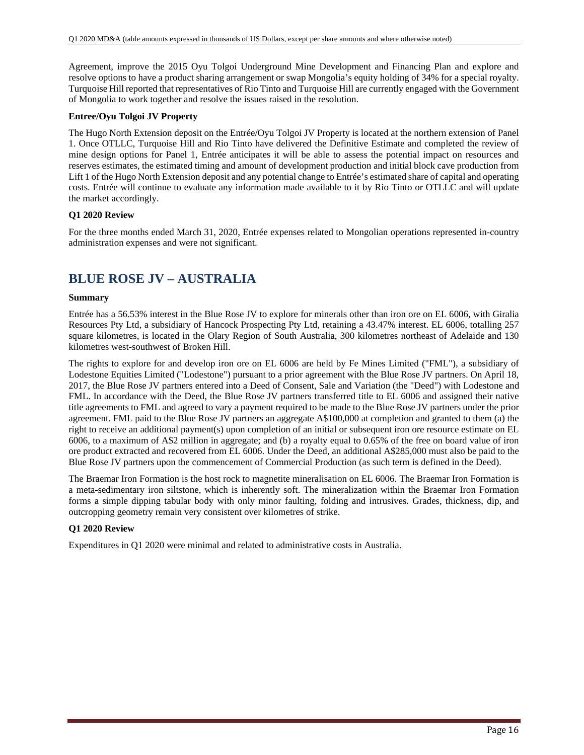Agreement, improve the 2015 Oyu Tolgoi Underground Mine Development and Financing Plan and explore and resolve options to have a product sharing arrangement or swap Mongolia's equity holding of 34% for a special royalty. Turquoise Hill reported that representatives of Rio Tinto and Turquoise Hill are currently engaged with the Government of Mongolia to work together and resolve the issues raised in the resolution.

**Entree/Oyu Tolgoi JV Property**

The Hugo North Extension deposit on the Entrée/Oyu Tolgoi JV Property is located at the northern extension of Panel 1. Once OTLLC, Turquoise Hill and Rio Tinto have delivered the Definitive Estimate and completed the review of mine design options for Panel 1, Entrée anticipates it will be able to assess the potential impact on resources and reserves estimates, the estimated timing and amount of development production and initial block cave production from Lift 1 of the Hugo North Extension deposit and any potential change to Entrée's estimated share of capital and operating costs. Entrée will continue to evaluate any information made available to it by Rio Tinto or OTLLC and will update the market accordingly.

**Q1 2020 Review**

For the three months ended March 31, 2020, Entrée expenses related to Mongolian operations represented in-country administration expenses and were not significant.

# BLUE ROSE JV – AUSTRALIA

**Summary**

Entrée has a 56.53% interest in the Blue Rose JV to explore for minerals other than iron ore on EL 6006, with Giralia Resources Pty Ltd, a subsidiary of Hancock Prospecting Pty Ltd, retaining a 43.47% interest. EL 6006, totalling 257 square kilometres, is located in the Olary Region of South Australia, 300 kilometres northeast of Adelaide and 130 kilometres west-southwest of Broken Hill.

The rights to explore for and develop iron ore on EL 6006 are held by Fe Mines Limited ("FML"), a subsidiary of Lodestone Equities Limited ("Lodestone") pursuant to a prior agreement with the Blue Rose JV partners. On April 18, 2017, the Blue Rose JV partners entered into a Deed of Consent, Sale and Variation (the "Deed") with Lodestone and FML. In accordance with the Deed, the Blue Rose JV partners transferred title to EL 6006 and assigned their native title agreements to FML and agreed to vary a payment required to be made to the Blue Rose JV partners under the prior agreement. FML paid to the Blue Rose JV partners an aggregate A$100,000 at completion and granted to them (a) the right to receive an additional payment(s) upon completion of an initial or subsequent iron ore resource estimate on EL 6006, to a maximum of A$2 million in aggregate; and (b) a royalty equal to 0.65% of the free on board value of iron ore product extracted and recovered from EL 6006. Under the Deed, an additional A$285,000 must also be paid to the Blue Rose JV partners upon the commencement of Commercial Production (as such term is defined in the Deed).

The Braemar Iron Formation is the host rock to magnetite mineralisation on EL 6006. The Braemar Iron Formation is a meta-sedimentary iron siltstone, which is inherently soft. The mineralization within the Braemar Iron Formation forms a simple dipping tabular body with only minor faulting, folding and intrusives. Grades, thickness, dip, and outcropping geometry remain very consistent over kilometres of strike.

**Q1 2020 Review**

Expenditures in Q1 2020 were minimal and related to administrative costs in Australia.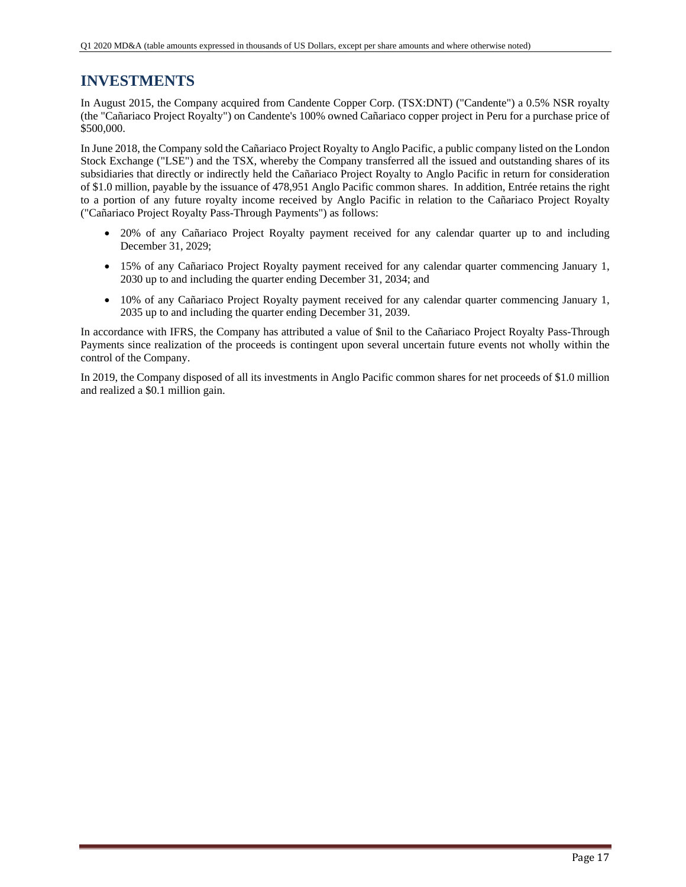# INVESTMENTS

In August 2015, the Company acquired from Candente Copper Corp. (TSX:DNT) ("Candente") a 0.5% NSR royalty (the "Cañariaco Project Royalty") on Candente's 100% owned Cañariaco copper project in Peru for a purchase price of $500,000.

In June 2018, the Company sold the Cañariaco Project Royalty to Anglo Pacific, a public company listed on the London Stock Exchange ("LSE") and the TSX, whereby the Company transferred all the issued and outstanding shares of its subsidiaries that directly or indirectly held the Cañariaco Project Royalty to Anglo Pacific in return for consideration of $1.0 million, payable by the issuance of 478,951 Anglo Pacific common shares. In addition, Entrée retains the right to a portion of any future royalty income received by Anglo Pacific in relation to the Cañariaco Project Royalty ("Cañariaco Project Royalty Pass-Through Payments") as follows:

- 20% of any Cañariaco Project Royalty payment received for any calendar quarter up to and including December 31, 2029;
- 15% of any Cañariaco Project Royalty payment received for any calendar quarter commencing January 1, 2030 up to and including the quarter ending December 31, 2034; and
- 10% of any Cañariaco Project Royalty payment received for any calendar quarter commencing January 1, 2035 up to and including the quarter ending December 31, 2039.

In accordance with IFRS, the Company has attributed a value of $nil to the Cañariaco Project Royalty Pass-Through Payments since realization of the proceeds is contingent upon several uncertain future events not wholly within the control of the Company.

In 2019, the Company disposed of all its investments in Anglo Pacific common shares for net proceeds of $1.0 million and realized a $0.1 million gain.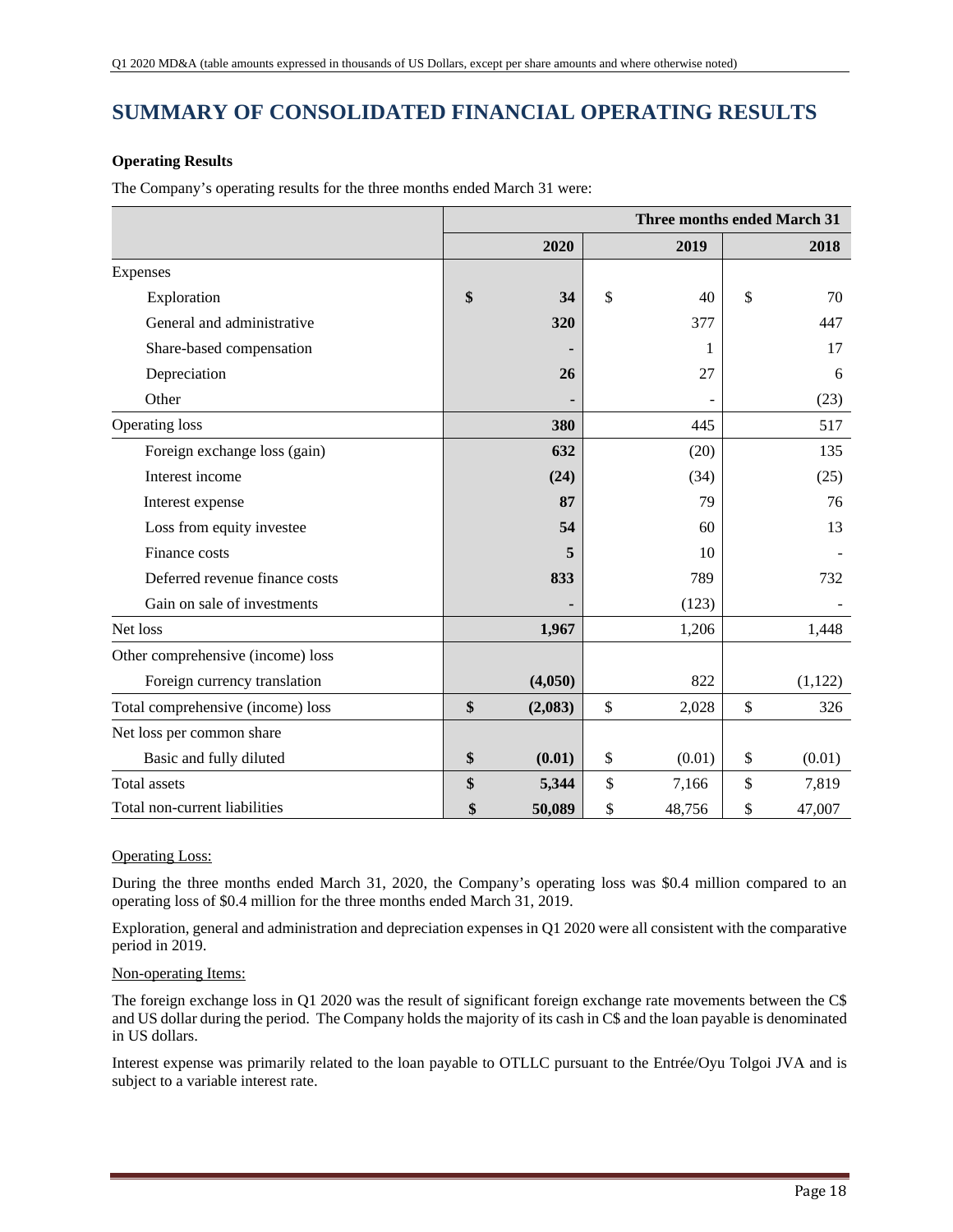# SUMMARY OF CONSOLIDATED FINANCIAL OPERATING RESULTS

**Operating Results**

The Company's operating results for the three months ended March 31 were:

| | Three months ended March 31 | | |
|---|---|---|---|
| | **2020** | **2019** | **2018** |
| Expenses | | | |
| Exploration | **$ 34** | $ 40 | $ 70 |
| General and administrative | **320** | 377 | 447 |
| Share-based compensation | **-** | 1 | 17 |
| Depreciation | **26** | 27 | 6 |
| Other | **-** | - | (23) |
| Operating loss | **380** | 445 | 517 |
| Foreign exchange loss (gain) | **632** | (20) | 135 |
| Interest income | **(24)** | (34) | (25) |
| Interest expense | **87** | 79 | 76 |
| Loss from equity investee | **54** | 60 | 13 |
| Finance costs | **5** | 10 | - |
| Deferred revenue finance costs | **833** | 789 | 732 |
| Gain on sale of investments | **-** | (123) | - |
| Net loss | **1,967** | 1,206 | 1,448 |
| Other comprehensive (income) loss | | | |
| Foreign currency translation | **(4,050)** | 822 | (1,122) |
| Total comprehensive (income) loss | **$ (2,083)** | $ 2,028 | $ 326 |
| Net loss per common share | | | |
| Basic and fully diluted | **$ (0.01)** | $ (0.01) | $ (0.01) |
| Total assets | **$ 5,344** | $ 7,166 | $ 7,819 |
| Total non-current liabilities | **$ 50,089** | $ 48,756 | $ 47,007 |

Operating Loss:

During the three months ended March 31, 2020, the Company's operating loss was $0.4 million compared to an operating loss of $0.4 million for the three months ended March 31, 2019.

Exploration, general and administration and depreciation expenses in Q1 2020 were all consistent with the comparative period in 2019.

Non-operating Items:

The foreign exchange loss in Q1 2020 was the result of significant foreign exchange rate movements between the C$ and US dollar during the period. The Company holds the majority of its cash in C$ and the loan payable is denominated in US dollars.

Interest expense was primarily related to the loan payable to OTLLC pursuant to the Entrée/Oyu Tolgoi JVA and is subject to a variable interest rate.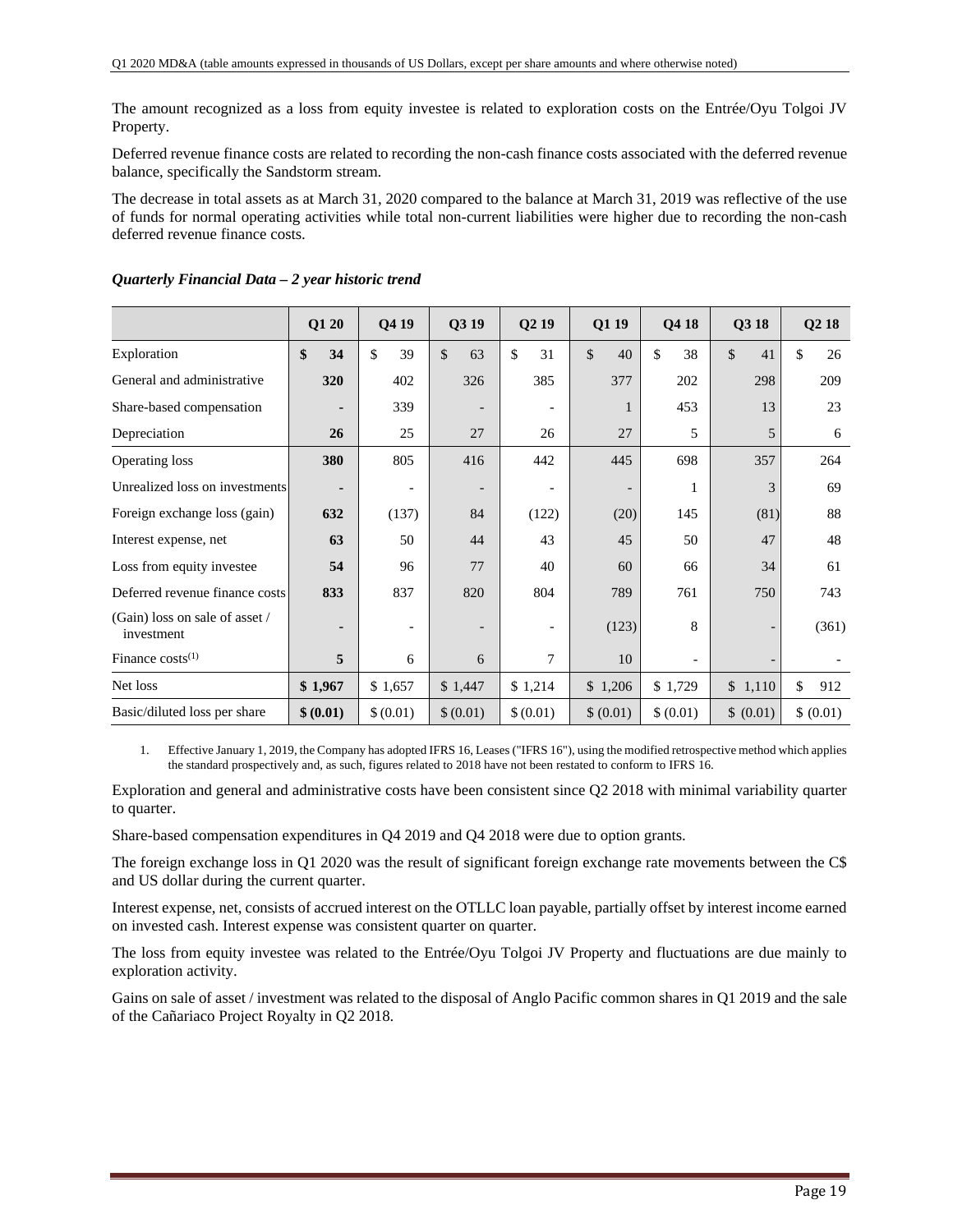The amount recognized as a loss from equity investee is related to exploration costs on the Entrée/Oyu Tolgoi JV Property.

Deferred revenue finance costs are related to recording the non-cash finance costs associated with the deferred revenue balance, specifically the Sandstorm stream.

The decrease in total assets as at March 31, 2020 compared to the balance at March 31, 2019 was reflective of the use of funds for normal operating activities while total non-current liabilities were higher due to recording the non-cash deferred revenue finance costs.

***Quarterly Financial Data – 2 year historic trend***

| | Q1 20 | Q4 19 | Q3 19 | Q2 19 | Q1 19 | Q4 18 | Q3 18 | Q2 18 |
|---|---|---|---|---|---|---|---|---|
| Exploration | **$ 34** | $ 39 | $ 63 | $ 31 | $ 40 | $ 38 | $ 41 | $ 26 |
| General and administrative | **320** | 402 | 326 | 385 | 377 | 202 | 298 | 209 |
| Share-based compensation | **-** | 339 | - | - | 1 | 453 | 13 | 23 |
| Depreciation | **26** | 25 | 27 | 26 | 27 | 5 | 5 | 6 |
| Operating loss | **380** | 805 | 416 | 442 | 445 | 698 | 357 | 264 |
| Unrealized loss on investments | **-** | - | - | - | - | 1 | 3 | 69 |
| Foreign exchange loss (gain) | **632** | (137) | 84 | (122) | (20) | 145 | (81) | 88 |
| Interest expense, net | **63** | 50 | 44 | 43 | 45 | 50 | 47 | 48 |
| Loss from equity investee | **54** | 96 | 77 | 40 | 60 | 66 | 34 | 61 |
| Deferred revenue finance costs | **833** | 837 | 820 | 804 | 789 | 761 | 750 | 743 |
| (Gain) loss on sale of asset / investment | **-** | - | - | - | (123) | 8 | - | (361) |
| Finance costs[(1)] | **5** | 6 | 6 | 7 | 10 | - | - | - |
| Net loss | **$ 1,967** | $ 1,657 | $ 1,447 | $ 1,214 | $ 1,206 | $ 1,729 | $ 1,110 | $ 912 |
| Basic/diluted loss per share | **$ (0.01)** | $ (0.01) | $ (0.01) | $ (0.01) | $ (0.01) | $ (0.01) | $ (0.01) | $ (0.01) |

1. Effective January 1, 2019, the Company has adopted IFRS 16, Leases ("IFRS 16"), using the modified retrospective method which applies the standard prospectively and, as such, figures related to 2018 have not been restated to conform to IFRS 16.

Exploration and general and administrative costs have been consistent since Q2 2018 with minimal variability quarter to quarter.

Share-based compensation expenditures in Q4 2019 and Q4 2018 were due to option grants.

The foreign exchange loss in Q1 2020 was the result of significant foreign exchange rate movements between the C$ and US dollar during the current quarter.

Interest expense, net, consists of accrued interest on the OTLLC loan payable, partially offset by interest income earned on invested cash. Interest expense was consistent quarter on quarter.

The loss from equity investee was related to the Entrée/Oyu Tolgoi JV Property and fluctuations are due mainly to exploration activity.

Gains on sale of asset / investment was related to the disposal of Anglo Pacific common shares in Q1 2019 and the sale of the Cañariaco Project Royalty in Q2 2018.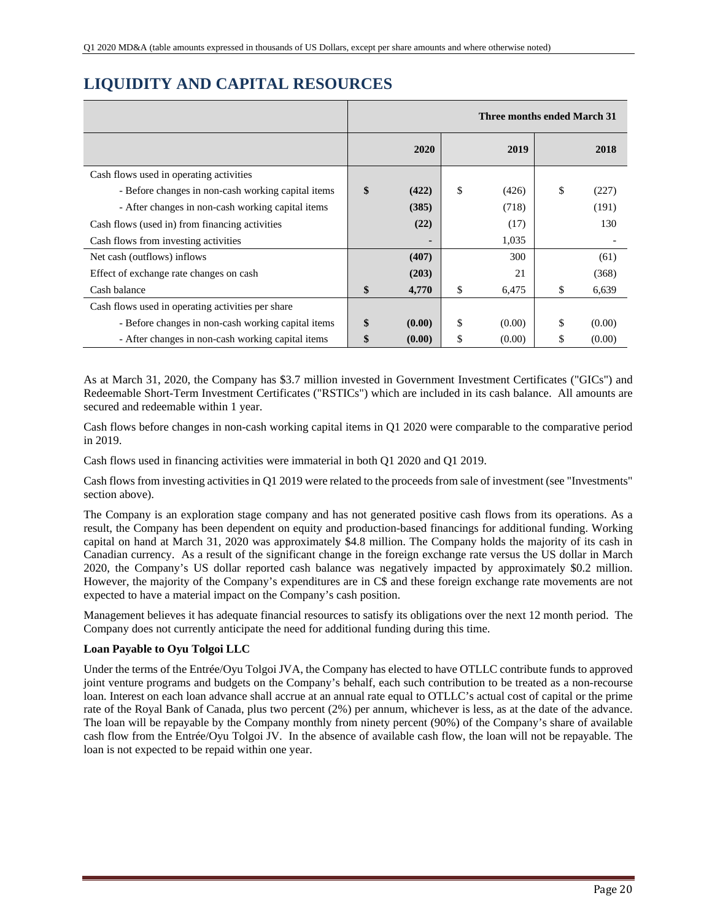# LIQUIDITY AND CAPITAL RESOURCES

| | Three months ended March 31 | | |
|---|---|---|---|
| | **2020** | **2019** | **2018** |
| Cash flows used in operating activities | | | |
| - Before changes in non-cash working capital items | **$ (422)** | $ (426) | $ (227) |
| - After changes in non-cash working capital items | **(385)** | (718) | (191) |
| Cash flows (used in) from financing activities | **(22)** | (17) | 130 |
| Cash flows from investing activities | **-** | 1,035 | - |
| Net cash (outflows) inflows | **(407)** | 300 | (61) |
| Effect of exchange rate changes on cash | **(203)** | 21 | (368) |
| Cash balance | **$ 4,770** | $ 6,475 | $ 6,639 |
| Cash flows used in operating activities per share | | | |
| - Before changes in non-cash working capital items | **$ (0.00)** | $ (0.00) | $ (0.00) |
| - After changes in non-cash working capital items | **$ (0.00)** | $ (0.00) | $ (0.00) |

As at March 31, 2020, the Company has $3.7 million invested in Government Investment Certificates ("GICs") and Redeemable Short-Term Investment Certificates ("RSTICs") which are included in its cash balance. All amounts are secured and redeemable within 1 year.

Cash flows before changes in non-cash working capital items in Q1 2020 were comparable to the comparative period in 2019.

Cash flows used in financing activities were immaterial in both Q1 2020 and Q1 2019.

Cash flows from investing activities in Q1 2019 were related to the proceeds from sale of investment (see "Investments" section above).

The Company is an exploration stage company and has not generated positive cash flows from its operations. As a result, the Company has been dependent on equity and production-based financings for additional funding. Working capital on hand at March 31, 2020 was approximately $4.8 million. The Company holds the majority of its cash in Canadian currency. As a result of the significant change in the foreign exchange rate versus the US dollar in March 2020, the Company's US dollar reported cash balance was negatively impacted by approximately $0.2 million. However, the majority of the Company's expenditures are in C$ and these foreign exchange rate movements are not expected to have a material impact on the Company's cash position.

Management believes it has adequate financial resources to satisfy its obligations over the next 12 month period. The Company does not currently anticipate the need for additional funding during this time.

**Loan Payable to Oyu Tolgoi LLC**

Under the terms of the Entrée/Oyu Tolgoi JVA, the Company has elected to have OTLLC contribute funds to approved joint venture programs and budgets on the Company's behalf, each such contribution to be treated as a non-recourse loan. Interest on each loan advance shall accrue at an annual rate equal to OTLLC's actual cost of capital or the prime rate of the Royal Bank of Canada, plus two percent (2%) per annum, whichever is less, as at the date of the advance. The loan will be repayable by the Company monthly from ninety percent (90%) of the Company's share of available cash flow from the Entrée/Oyu Tolgoi JV. In the absence of available cash flow, the loan will not be repayable. The loan is not expected to be repaid within one year.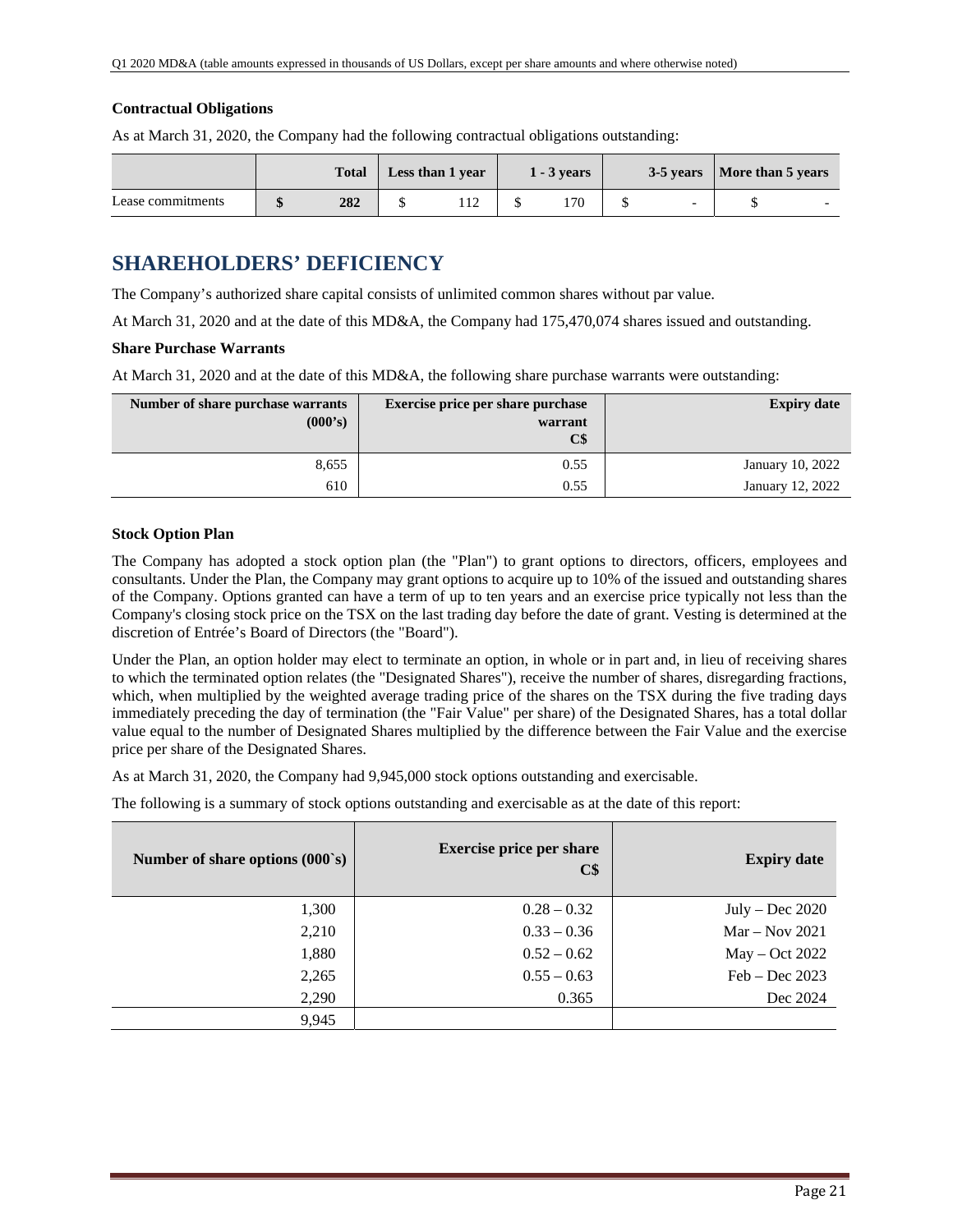### Contractual Obligations

As at March 31, 2020, the Company had the following contractual obligations outstanding:

| | Total | Less than 1 year | 1 - 3 years | 3-5 years | More than 5 years |
|---|---|---|---|---|---|
| Lease commitments | **$ 282** | $ 112 | $ 170 | $ - | $ - |

# SHAREHOLDERS' DEFICIENCY

The Company's authorized share capital consists of unlimited common shares without par value.

At March 31, 2020 and at the date of this MD&A, the Company had 175,470,074 shares issued and outstanding.

### Share Purchase Warrants

At March 31, 2020 and at the date of this MD&A, the following share purchase warrants were outstanding:

| Number of share purchase warrants (000's) | Exercise price per share purchase warrant C$ | Expiry date |
|---|---|---|
| 8,655 | 0.55 | January 10, 2022 |
| 610 | 0.55 | January 12, 2022 |

### Stock Option Plan

The Company has adopted a stock option plan (the "Plan") to grant options to directors, officers, employees and consultants. Under the Plan, the Company may grant options to acquire up to 10% of the issued and outstanding shares of the Company. Options granted can have a term of up to ten years and an exercise price typically not less than the Company's closing stock price on the TSX on the last trading day before the date of grant. Vesting is determined at the discretion of Entrée's Board of Directors (the "Board").

Under the Plan, an option holder may elect to terminate an option, in whole or in part and, in lieu of receiving shares to which the terminated option relates (the "Designated Shares"), receive the number of shares, disregarding fractions, which, when multiplied by the weighted average trading price of the shares on the TSX during the five trading days immediately preceding the day of termination (the "Fair Value" per share) of the Designated Shares, has a total dollar value equal to the number of Designated Shares multiplied by the difference between the Fair Value and the exercise price per share of the Designated Shares.

As at March 31, 2020, the Company had 9,945,000 stock options outstanding and exercisable.

The following is a summary of stock options outstanding and exercisable as at the date of this report:

| Number of share options (000`s) | Exercise price per share C$ | Expiry date |
|---|---|---|
| 1,300 | 0.28 – 0.32 | July – Dec 2020 |
| 2,210 | 0.33 – 0.36 | Mar – Nov 2021 |
| 1,880 | 0.52 – 0.62 | May – Oct 2022 |
| 2,265 | 0.55 – 0.63 | Feb – Dec 2023 |
| 2,290 | 0.365 | Dec 2024 |
| 9,945 | | |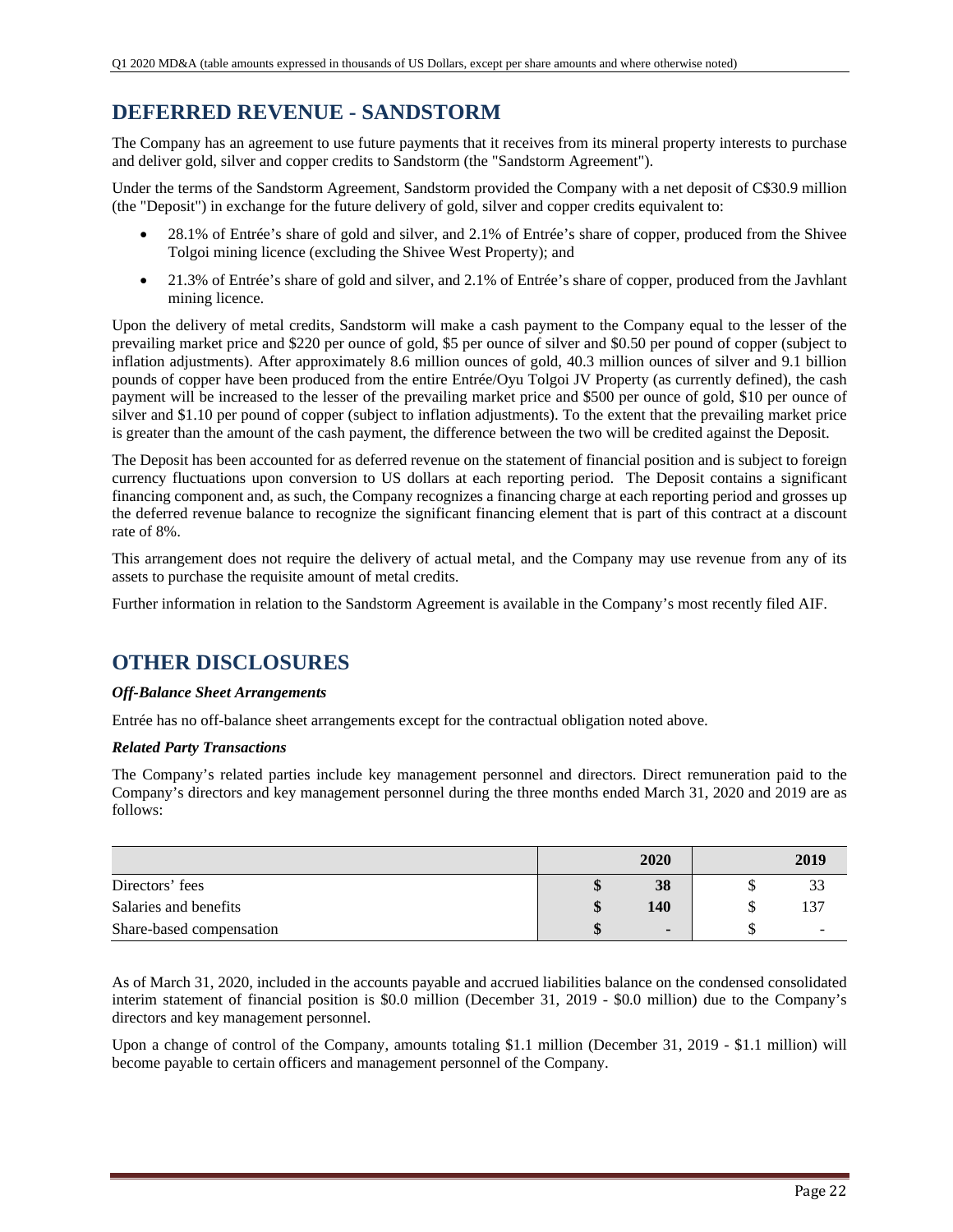## DEFERRED REVENUE - SANDSTORM

The Company has an agreement to use future payments that it receives from its mineral property interests to purchase and deliver gold, silver and copper credits to Sandstorm (the "Sandstorm Agreement").

Under the terms of the Sandstorm Agreement, Sandstorm provided the Company with a net deposit of C$30.9 million (the "Deposit") in exchange for the future delivery of gold, silver and copper credits equivalent to:

- 28.1% of Entrée's share of gold and silver, and 2.1% of Entrée's share of copper, produced from the Shivee Tolgoi mining licence (excluding the Shivee West Property); and
- 21.3% of Entrée's share of gold and silver, and 2.1% of Entrée's share of copper, produced from the Javhlant mining licence.

Upon the delivery of metal credits, Sandstorm will make a cash payment to the Company equal to the lesser of the prevailing market price and $220 per ounce of gold, $5 per ounce of silver and $0.50 per pound of copper (subject to inflation adjustments). After approximately 8.6 million ounces of gold, 40.3 million ounces of silver and 9.1 billion pounds of copper have been produced from the entire Entrée/Oyu Tolgoi JV Property (as currently defined), the cash payment will be increased to the lesser of the prevailing market price and $500 per ounce of gold, $10 per ounce of silver and $1.10 per pound of copper (subject to inflation adjustments). To the extent that the prevailing market price is greater than the amount of the cash payment, the difference between the two will be credited against the Deposit.

The Deposit has been accounted for as deferred revenue on the statement of financial position and is subject to foreign currency fluctuations upon conversion to US dollars at each reporting period. The Deposit contains a significant financing component and, as such, the Company recognizes a financing charge at each reporting period and grosses up the deferred revenue balance to recognize the significant financing element that is part of this contract at a discount rate of 8%.

This arrangement does not require the delivery of actual metal, and the Company may use revenue from any of its assets to purchase the requisite amount of metal credits.

Further information in relation to the Sandstorm Agreement is available in the Company's most recently filed AIF.

## OTHER DISCLOSURES

***Off-Balance Sheet Arrangements***

Entrée has no off-balance sheet arrangements except for the contractual obligation noted above.

***Related Party Transactions***

The Company's related parties include key management personnel and directors. Direct remuneration paid to the Company's directors and key management personnel during the three months ended March 31, 2020 and 2019 are as follows:

| | **2020** | 2019 |
|---|---|---|
| Directors' fees | **$ 38** | $ 33 |
| Salaries and benefits | **$ 140** | $ 137 |
| Share-based compensation | **$ -** | $ - |

As of March 31, 2020, included in the accounts payable and accrued liabilities balance on the condensed consolidated interim statement of financial position is $0.0 million (December 31, 2019 - $0.0 million) due to the Company's directors and key management personnel.

Upon a change of control of the Company, amounts totaling $1.1 million (December 31, 2019 - $1.1 million) will become payable to certain officers and management personnel of the Company.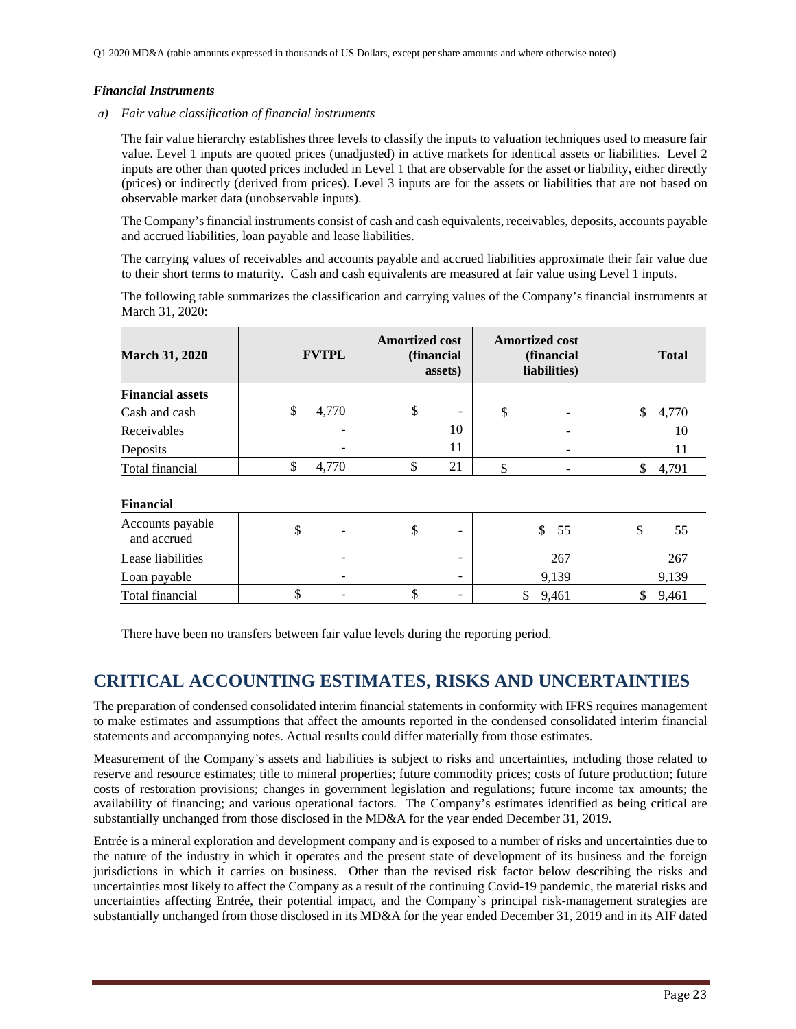### *Financial Instruments*

*a) Fair value classification of financial instruments*

The fair value hierarchy establishes three levels to classify the inputs to valuation techniques used to measure fair value. Level 1 inputs are quoted prices (unadjusted) in active markets for identical assets or liabilities. Level 2 inputs are other than quoted prices included in Level 1 that are observable for the asset or liability, either directly (prices) or indirectly (derived from prices). Level 3 inputs are for the assets or liabilities that are not based on observable market data (unobservable inputs).

The Company's financial instruments consist of cash and cash equivalents, receivables, deposits, accounts payable and accrued liabilities, loan payable and lease liabilities.

The carrying values of receivables and accounts payable and accrued liabilities approximate their fair value due to their short terms to maturity. Cash and cash equivalents are measured at fair value using Level 1 inputs.

The following table summarizes the classification and carrying values of the Company's financial instruments at March 31, 2020:

| March 31, 2020 | FVTPL | Amortized cost (financial assets) | Amortized cost (financial liabilities) | Total |
|---|---|---|---|---|
| **Financial assets** | | | | |
| Cash and cash | $ 4,770 | $ - | $ - | $ 4,770 |
| Receivables | - | 10 | - | 10 |
| Deposits | - | 11 | - | 11 |
| Total financial | $ 4,770 | $ 21 | $ - | $ 4,791 |
| | | | | |
| **Financial** | | | | |
| Accounts payable and accrued | $ - | $ - | $ 55 | $ 55 |
| Lease liabilities | - | - | 267 | 267 |
| Loan payable | - | - | 9,139 | 9,139 |
| Total financial | $ - | $ - | $ 9,461 | $ 9,461 |

There have been no transfers between fair value levels during the reporting period.

# CRITICAL ACCOUNTING ESTIMATES, RISKS AND UNCERTAINTIES

The preparation of condensed consolidated interim financial statements in conformity with IFRS requires management to make estimates and assumptions that affect the amounts reported in the condensed consolidated interim financial statements and accompanying notes. Actual results could differ materially from those estimates.

Measurement of the Company's assets and liabilities is subject to risks and uncertainties, including those related to reserve and resource estimates; title to mineral properties; future commodity prices; costs of future production; future costs of restoration provisions; changes in government legislation and regulations; future income tax amounts; the availability of financing; and various operational factors. The Company's estimates identified as being critical are substantially unchanged from those disclosed in the MD&A for the year ended December 31, 2019.

Entrée is a mineral exploration and development company and is exposed to a number of risks and uncertainties due to the nature of the industry in which it operates and the present state of development of its business and the foreign jurisdictions in which it carries on business. Other than the revised risk factor below describing the risks and uncertainties most likely to affect the Company as a result of the continuing Covid-19 pandemic, the material risks and uncertainties affecting Entrée, their potential impact, and the Company`s principal risk-management strategies are substantially unchanged from those disclosed in its MD&A for the year ended December 31, 2019 and in its AIF dated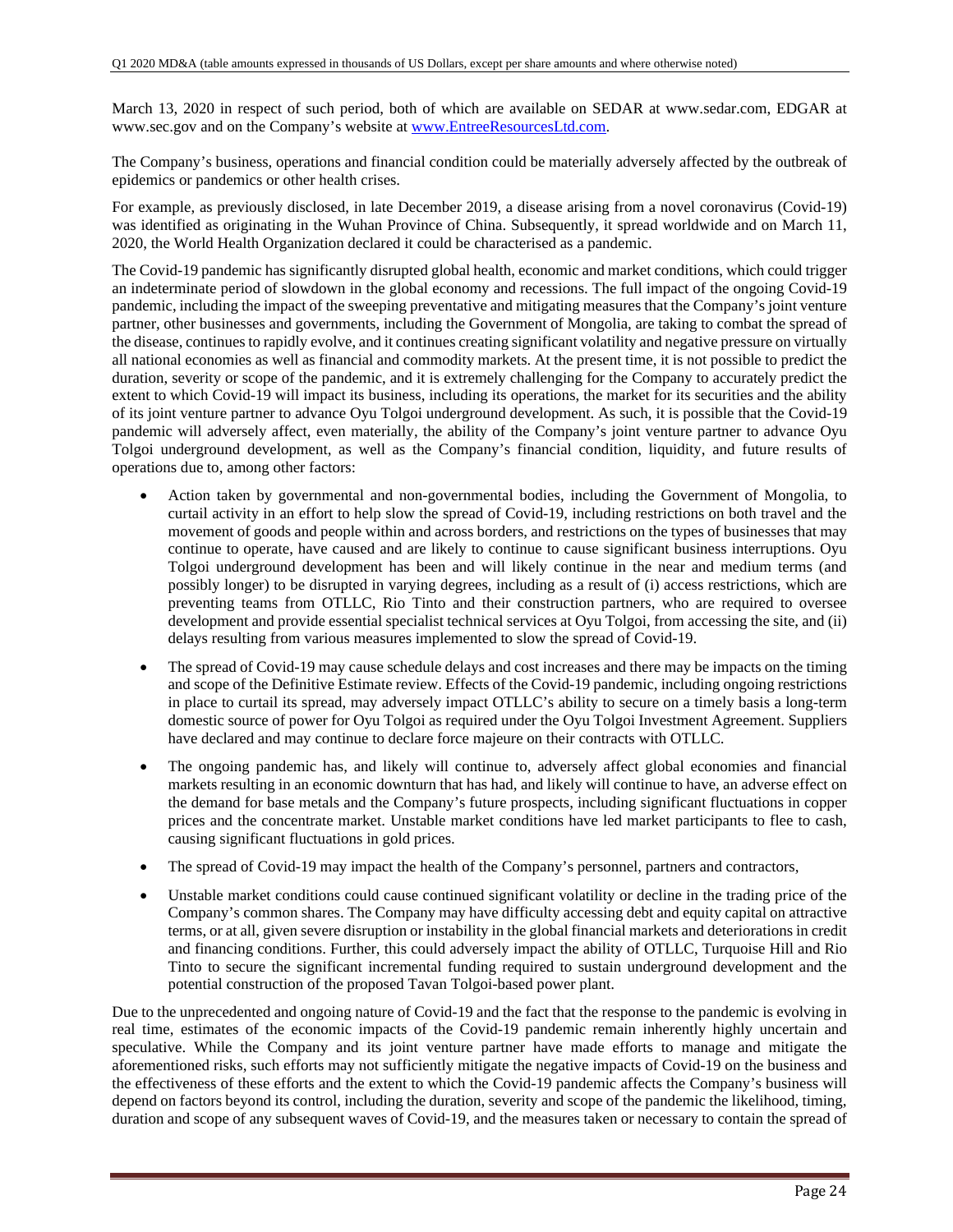March 13, 2020 in respect of such period, both of which are available on SEDAR at www.sedar.com, EDGAR at www.sec.gov and on the Company's website at www.EntreeResourcesLtd.com.

The Company's business, operations and financial condition could be materially adversely affected by the outbreak of epidemics or pandemics or other health crises.

For example, as previously disclosed, in late December 2019, a disease arising from a novel coronavirus (Covid-19) was identified as originating in the Wuhan Province of China. Subsequently, it spread worldwide and on March 11, 2020, the World Health Organization declared it could be characterised as a pandemic.

The Covid-19 pandemic has significantly disrupted global health, economic and market conditions, which could trigger an indeterminate period of slowdown in the global economy and recessions. The full impact of the ongoing Covid-19 pandemic, including the impact of the sweeping preventative and mitigating measures that the Company's joint venture partner, other businesses and governments, including the Government of Mongolia, are taking to combat the spread of the disease, continues to rapidly evolve, and it continues creating significant volatility and negative pressure on virtually all national economies as well as financial and commodity markets. At the present time, it is not possible to predict the duration, severity or scope of the pandemic, and it is extremely challenging for the Company to accurately predict the extent to which Covid-19 will impact its business, including its operations, the market for its securities and the ability of its joint venture partner to advance Oyu Tolgoi underground development. As such, it is possible that the Covid-19 pandemic will adversely affect, even materially, the ability of the Company's joint venture partner to advance Oyu Tolgoi underground development, as well as the Company's financial condition, liquidity, and future results of operations due to, among other factors:

- Action taken by governmental and non-governmental bodies, including the Government of Mongolia, to curtail activity in an effort to help slow the spread of Covid-19, including restrictions on both travel and the movement of goods and people within and across borders, and restrictions on the types of businesses that may continue to operate, have caused and are likely to continue to cause significant business interruptions. Oyu Tolgoi underground development has been and will likely continue in the near and medium terms (and possibly longer) to be disrupted in varying degrees, including as a result of (i) access restrictions, which are preventing teams from OTLLC, Rio Tinto and their construction partners, who are required to oversee development and provide essential specialist technical services at Oyu Tolgoi, from accessing the site, and (ii) delays resulting from various measures implemented to slow the spread of Covid-19.
- The spread of Covid-19 may cause schedule delays and cost increases and there may be impacts on the timing and scope of the Definitive Estimate review. Effects of the Covid-19 pandemic, including ongoing restrictions in place to curtail its spread, may adversely impact OTLLC's ability to secure on a timely basis a long-term domestic source of power for Oyu Tolgoi as required under the Oyu Tolgoi Investment Agreement. Suppliers have declared and may continue to declare force majeure on their contracts with OTLLC.
- The ongoing pandemic has, and likely will continue to, adversely affect global economies and financial markets resulting in an economic downturn that has had, and likely will continue to have, an adverse effect on the demand for base metals and the Company's future prospects, including significant fluctuations in copper prices and the concentrate market. Unstable market conditions have led market participants to flee to cash, causing significant fluctuations in gold prices.
- The spread of Covid-19 may impact the health of the Company's personnel, partners and contractors,
- Unstable market conditions could cause continued significant volatility or decline in the trading price of the Company's common shares. The Company may have difficulty accessing debt and equity capital on attractive terms, or at all, given severe disruption or instability in the global financial markets and deteriorations in credit and financing conditions. Further, this could adversely impact the ability of OTLLC, Turquoise Hill and Rio Tinto to secure the significant incremental funding required to sustain underground development and the potential construction of the proposed Tavan Tolgoi-based power plant.

Due to the unprecedented and ongoing nature of Covid-19 and the fact that the response to the pandemic is evolving in real time, estimates of the economic impacts of the Covid-19 pandemic remain inherently highly uncertain and speculative. While the Company and its joint venture partner have made efforts to manage and mitigate the aforementioned risks, such efforts may not sufficiently mitigate the negative impacts of Covid-19 on the business and the effectiveness of these efforts and the extent to which the Covid-19 pandemic affects the Company's business will depend on factors beyond its control, including the duration, severity and scope of the pandemic the likelihood, timing, duration and scope of any subsequent waves of Covid-19, and the measures taken or necessary to contain the spread of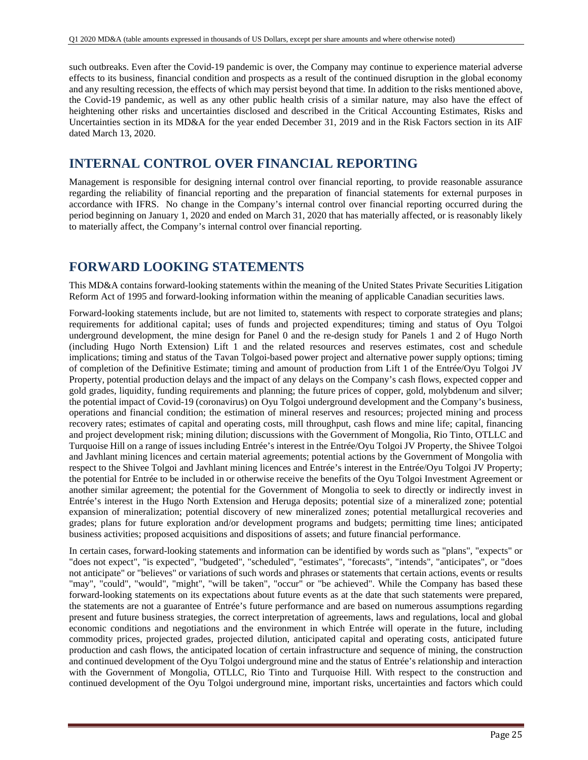such outbreaks. Even after the Covid-19 pandemic is over, the Company may continue to experience material adverse effects to its business, financial condition and prospects as a result of the continued disruption in the global economy and any resulting recession, the effects of which may persist beyond that time. In addition to the risks mentioned above, the Covid-19 pandemic, as well as any other public health crisis of a similar nature, may also have the effect of heightening other risks and uncertainties disclosed and described in the Critical Accounting Estimates, Risks and Uncertainties section in its MD&A for the year ended December 31, 2019 and in the Risk Factors section in its AIF dated March 13, 2020.

## INTERNAL CONTROL OVER FINANCIAL REPORTING

Management is responsible for designing internal control over financial reporting, to provide reasonable assurance regarding the reliability of financial reporting and the preparation of financial statements for external purposes in accordance with IFRS. No change in the Company's internal control over financial reporting occurred during the period beginning on January 1, 2020 and ended on March 31, 2020 that has materially affected, or is reasonably likely to materially affect, the Company's internal control over financial reporting.

## FORWARD LOOKING STATEMENTS

This MD&A contains forward-looking statements within the meaning of the United States Private Securities Litigation Reform Act of 1995 and forward-looking information within the meaning of applicable Canadian securities laws.

Forward-looking statements include, but are not limited to, statements with respect to corporate strategies and plans; requirements for additional capital; uses of funds and projected expenditures; timing and status of Oyu Tolgoi underground development, the mine design for Panel 0 and the re-design study for Panels 1 and 2 of Hugo North (including Hugo North Extension) Lift 1 and the related resources and reserves estimates, cost and schedule implications; timing and status of the Tavan Tolgoi-based power project and alternative power supply options; timing of completion of the Definitive Estimate; timing and amount of production from Lift 1 of the Entrée/Oyu Tolgoi JV Property, potential production delays and the impact of any delays on the Company's cash flows, expected copper and gold grades, liquidity, funding requirements and planning; the future prices of copper, gold, molybdenum and silver; the potential impact of Covid-19 (coronavirus) on Oyu Tolgoi underground development and the Company's business, operations and financial condition; the estimation of mineral reserves and resources; projected mining and process recovery rates; estimates of capital and operating costs, mill throughput, cash flows and mine life; capital, financing and project development risk; mining dilution; discussions with the Government of Mongolia, Rio Tinto, OTLLC and Turquoise Hill on a range of issues including Entrée's interest in the Entrée/Oyu Tolgoi JV Property, the Shivee Tolgoi and Javhlant mining licences and certain material agreements; potential actions by the Government of Mongolia with respect to the Shivee Tolgoi and Javhlant mining licences and Entrée's interest in the Entrée/Oyu Tolgoi JV Property; the potential for Entrée to be included in or otherwise receive the benefits of the Oyu Tolgoi Investment Agreement or another similar agreement; the potential for the Government of Mongolia to seek to directly or indirectly invest in Entrée's interest in the Hugo North Extension and Heruga deposits; potential size of a mineralized zone; potential expansion of mineralization; potential discovery of new mineralized zones; potential metallurgical recoveries and grades; plans for future exploration and/or development programs and budgets; permitting time lines; anticipated business activities; proposed acquisitions and dispositions of assets; and future financial performance.

In certain cases, forward-looking statements and information can be identified by words such as "plans", "expects" or "does not expect", "is expected", "budgeted", "scheduled", "estimates", "forecasts", "intends", "anticipates", or "does not anticipate" or "believes" or variations of such words and phrases or statements that certain actions, events or results "may", "could", "would", "might", "will be taken", "occur" or "be achieved". While the Company has based these forward-looking statements on its expectations about future events as at the date that such statements were prepared, the statements are not a guarantee of Entrée's future performance and are based on numerous assumptions regarding present and future business strategies, the correct interpretation of agreements, laws and regulations, local and global economic conditions and negotiations and the environment in which Entrée will operate in the future, including commodity prices, projected grades, projected dilution, anticipated capital and operating costs, anticipated future production and cash flows, the anticipated location of certain infrastructure and sequence of mining, the construction and continued development of the Oyu Tolgoi underground mine and the status of Entrée's relationship and interaction with the Government of Mongolia, OTLLC, Rio Tinto and Turquoise Hill. With respect to the construction and continued development of the Oyu Tolgoi underground mine, important risks, uncertainties and factors which could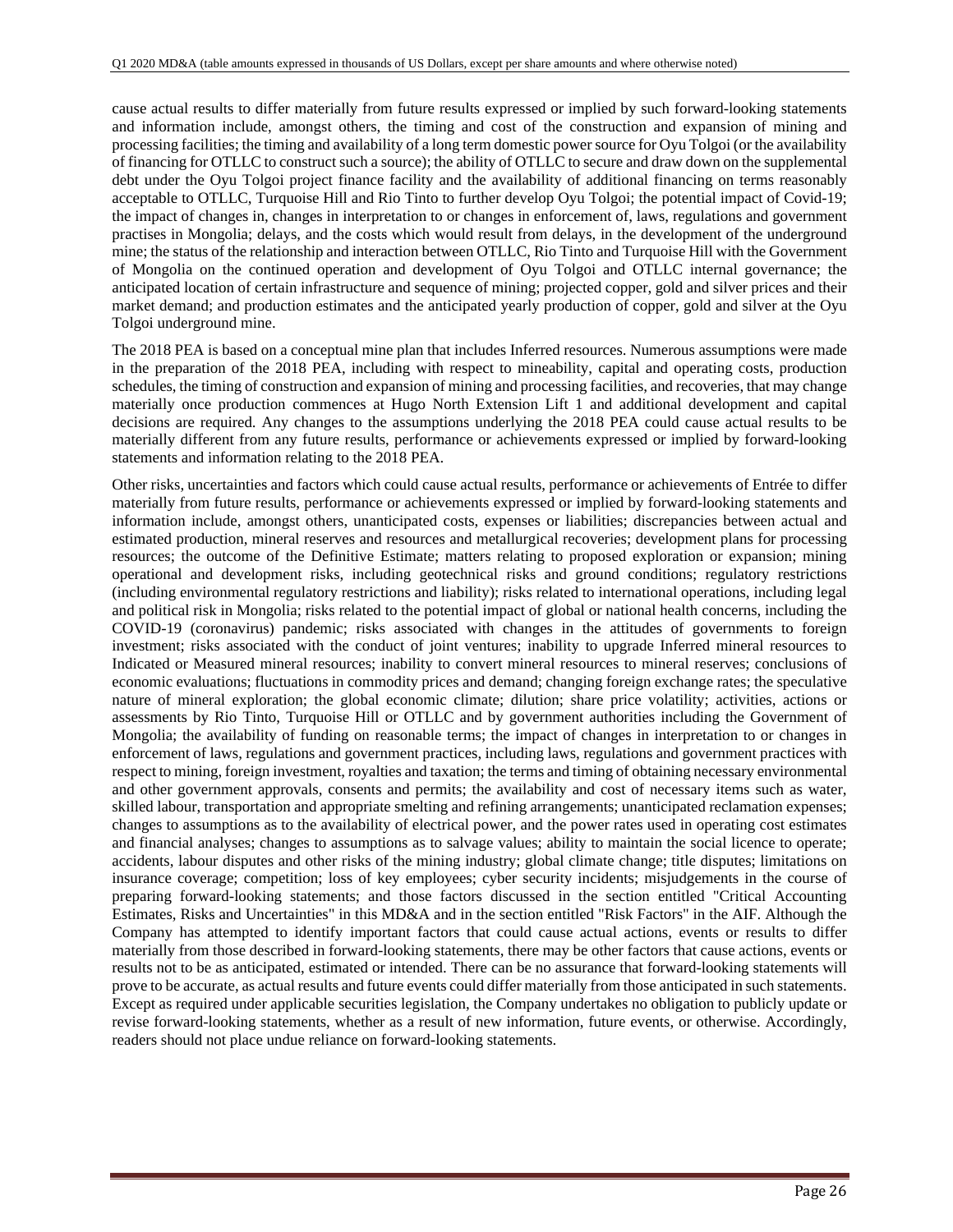cause actual results to differ materially from future results expressed or implied by such forward-looking statements and information include, amongst others, the timing and cost of the construction and expansion of mining and processing facilities; the timing and availability of a long term domestic power source for Oyu Tolgoi (or the availability of financing for OTLLC to construct such a source); the ability of OTLLC to secure and draw down on the supplemental debt under the Oyu Tolgoi project finance facility and the availability of additional financing on terms reasonably acceptable to OTLLC, Turquoise Hill and Rio Tinto to further develop Oyu Tolgoi; the potential impact of Covid-19; the impact of changes in, changes in interpretation to or changes in enforcement of, laws, regulations and government practises in Mongolia; delays, and the costs which would result from delays, in the development of the underground mine; the status of the relationship and interaction between OTLLC, Rio Tinto and Turquoise Hill with the Government of Mongolia on the continued operation and development of Oyu Tolgoi and OTLLC internal governance; the anticipated location of certain infrastructure and sequence of mining; projected copper, gold and silver prices and their market demand; and production estimates and the anticipated yearly production of copper, gold and silver at the Oyu Tolgoi underground mine.

The 2018 PEA is based on a conceptual mine plan that includes Inferred resources. Numerous assumptions were made in the preparation of the 2018 PEA, including with respect to mineability, capital and operating costs, production schedules, the timing of construction and expansion of mining and processing facilities, and recoveries, that may change materially once production commences at Hugo North Extension Lift 1 and additional development and capital decisions are required. Any changes to the assumptions underlying the 2018 PEA could cause actual results to be materially different from any future results, performance or achievements expressed or implied by forward-looking statements and information relating to the 2018 PEA.

Other risks, uncertainties and factors which could cause actual results, performance or achievements of Entrée to differ materially from future results, performance or achievements expressed or implied by forward-looking statements and information include, amongst others, unanticipated costs, expenses or liabilities; discrepancies between actual and estimated production, mineral reserves and resources and metallurgical recoveries; development plans for processing resources; the outcome of the Definitive Estimate; matters relating to proposed exploration or expansion; mining operational and development risks, including geotechnical risks and ground conditions; regulatory restrictions (including environmental regulatory restrictions and liability); risks related to international operations, including legal and political risk in Mongolia; risks related to the potential impact of global or national health concerns, including the COVID-19 (coronavirus) pandemic; risks associated with changes in the attitudes of governments to foreign investment; risks associated with the conduct of joint ventures; inability to upgrade Inferred mineral resources to Indicated or Measured mineral resources; inability to convert mineral resources to mineral reserves; conclusions of economic evaluations; fluctuations in commodity prices and demand; changing foreign exchange rates; the speculative nature of mineral exploration; the global economic climate; dilution; share price volatility; activities, actions or assessments by Rio Tinto, Turquoise Hill or OTLLC and by government authorities including the Government of Mongolia; the availability of funding on reasonable terms; the impact of changes in interpretation to or changes in enforcement of laws, regulations and government practices, including laws, regulations and government practices with respect to mining, foreign investment, royalties and taxation; the terms and timing of obtaining necessary environmental and other government approvals, consents and permits; the availability and cost of necessary items such as water, skilled labour, transportation and appropriate smelting and refining arrangements; unanticipated reclamation expenses; changes to assumptions as to the availability of electrical power, and the power rates used in operating cost estimates and financial analyses; changes to assumptions as to salvage values; ability to maintain the social licence to operate; accidents, labour disputes and other risks of the mining industry; global climate change; title disputes; limitations on insurance coverage; competition; loss of key employees; cyber security incidents; misjudgements in the course of preparing forward-looking statements; and those factors discussed in the section entitled "Critical Accounting Estimates, Risks and Uncertainties" in this MD&A and in the section entitled "Risk Factors" in the AIF. Although the Company has attempted to identify important factors that could cause actual actions, events or results to differ materially from those described in forward-looking statements, there may be other factors that cause actions, events or results not to be as anticipated, estimated or intended. There can be no assurance that forward-looking statements will prove to be accurate, as actual results and future events could differ materially from those anticipated in such statements. Except as required under applicable securities legislation, the Company undertakes no obligation to publicly update or revise forward-looking statements, whether as a result of new information, future events, or otherwise. Accordingly, readers should not place undue reliance on forward-looking statements.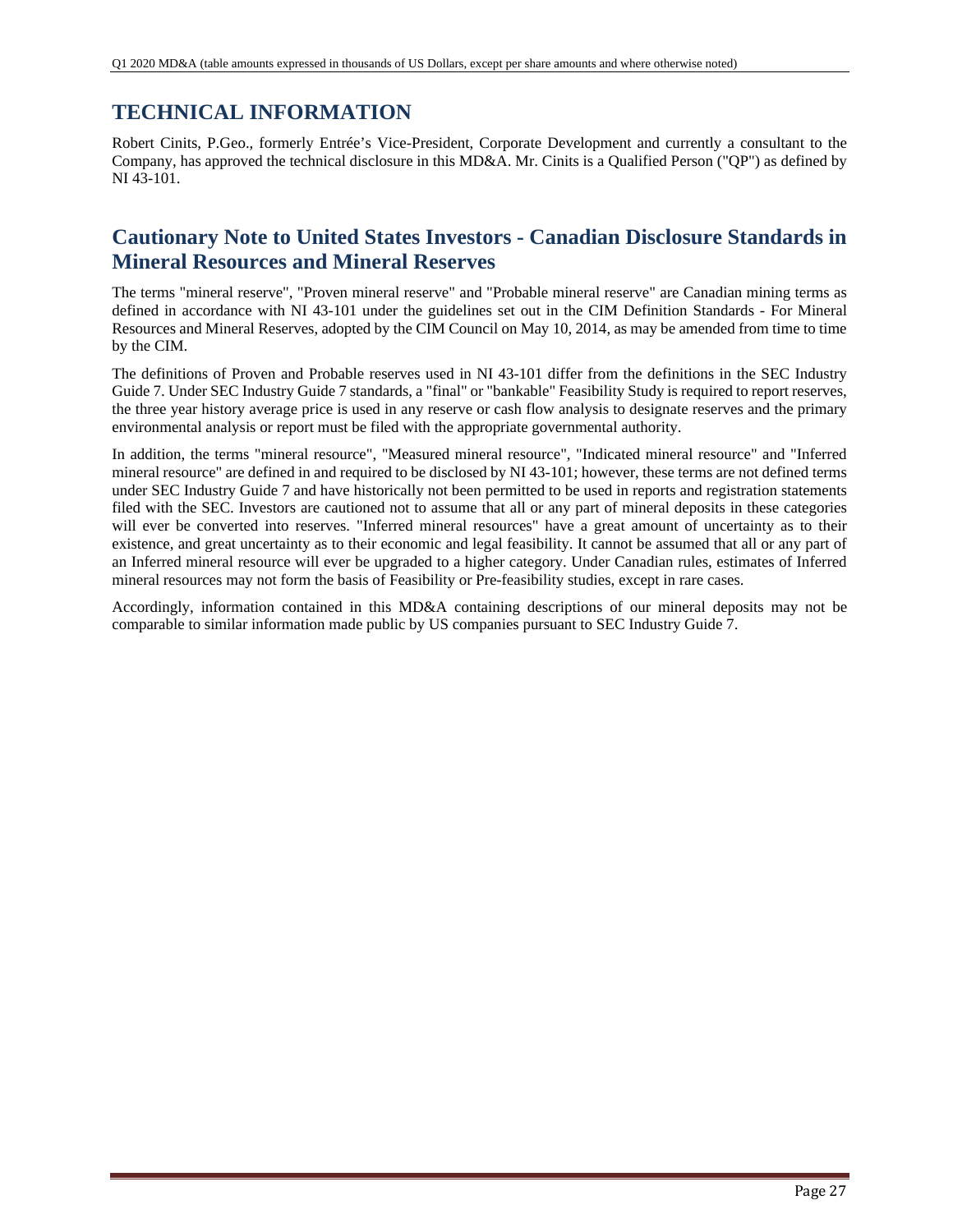## TECHNICAL INFORMATION

Robert Cinits, P.Geo., formerly Entrée's Vice-President, Corporate Development and currently a consultant to the Company, has approved the technical disclosure in this MD&A. Mr. Cinits is a Qualified Person ("QP") as defined by NI 43-101.

## Cautionary Note to United States Investors - Canadian Disclosure Standards in Mineral Resources and Mineral Reserves

The terms "mineral reserve", "Proven mineral reserve" and "Probable mineral reserve" are Canadian mining terms as defined in accordance with NI 43-101 under the guidelines set out in the CIM Definition Standards - For Mineral Resources and Mineral Reserves, adopted by the CIM Council on May 10, 2014, as may be amended from time to time by the CIM.

The definitions of Proven and Probable reserves used in NI 43-101 differ from the definitions in the SEC Industry Guide 7. Under SEC Industry Guide 7 standards, a "final" or "bankable" Feasibility Study is required to report reserves, the three year history average price is used in any reserve or cash flow analysis to designate reserves and the primary environmental analysis or report must be filed with the appropriate governmental authority.

In addition, the terms "mineral resource", "Measured mineral resource", "Indicated mineral resource" and "Inferred mineral resource" are defined in and required to be disclosed by NI 43-101; however, these terms are not defined terms under SEC Industry Guide 7 and have historically not been permitted to be used in reports and registration statements filed with the SEC. Investors are cautioned not to assume that all or any part of mineral deposits in these categories will ever be converted into reserves. "Inferred mineral resources" have a great amount of uncertainty as to their existence, and great uncertainty as to their economic and legal feasibility. It cannot be assumed that all or any part of an Inferred mineral resource will ever be upgraded to a higher category. Under Canadian rules, estimates of Inferred mineral resources may not form the basis of Feasibility or Pre-feasibility studies, except in rare cases.

Accordingly, information contained in this MD&A containing descriptions of our mineral deposits may not be comparable to similar information made public by US companies pursuant to SEC Industry Guide 7.